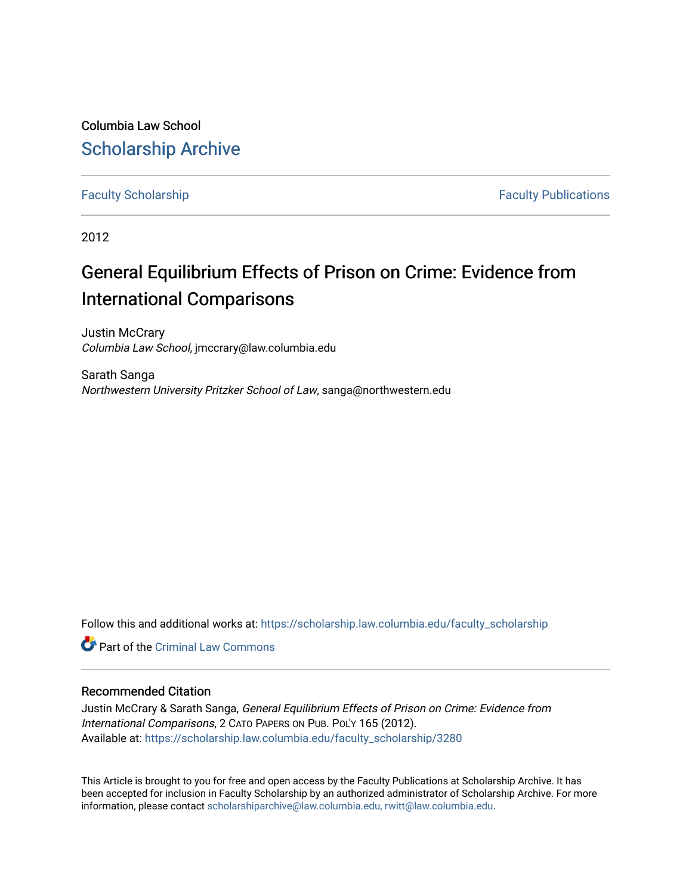Columbia Law School

## Scholarship Archive

Faculty Scholarship | Faculty Publications

2012

# General Equilibrium Effects of Prison on Crime: Evidence from International Comparisons

Justin McCrary
*Columbia Law School*, jmccrary@law.columbia.edu

Sarath Sanga
*Northwestern University Pritzker School of Law*, sanga@northwestern.edu

Follow this and additional works at: https://scholarship.law.columbia.edu/faculty_scholarship

Part of the Criminal Law Commons

### Recommended Citation

Justin McCrary & Sarath Sanga, *General Equilibrium Effects of Prison on Crime: Evidence from International Comparisons*, 2 CATO PAPERS ON PUB. POL'Y 165 (2012).
Available at: https://scholarship.law.columbia.edu/faculty_scholarship/3280

This Article is brought to you for free and open access by the Faculty Publications at Scholarship Archive. It has been accepted for inclusion in Faculty Scholarship by an authorized administrator of Scholarship Archive. For more information, please contact scholarshiparchive@law.columbia.edu, rwitt@law.columbia.edu.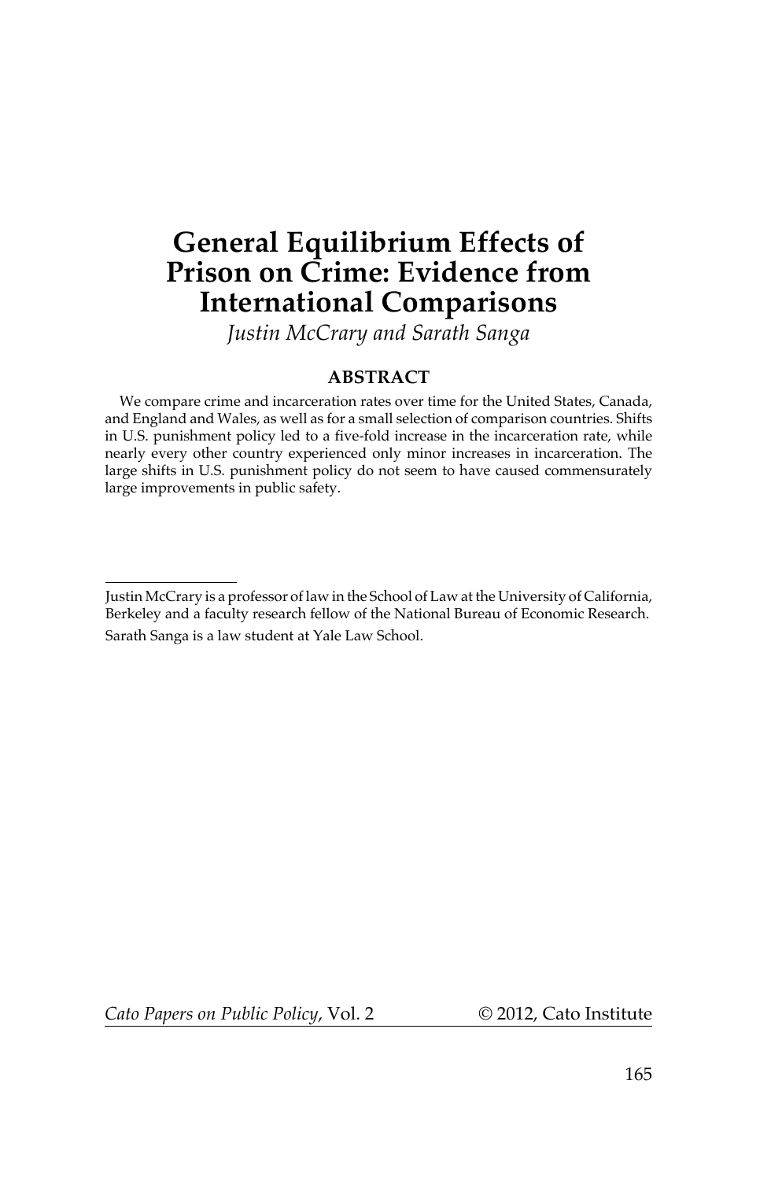# General Equilibrium Effects of Prison on Crime: Evidence from International Comparisons

*Justin McCrary and Sarath Sanga*

## ABSTRACT

We compare crime and incarceration rates over time for the United States, Canada, and England and Wales, as well as for a small selection of comparison countries. Shifts in U.S. punishment policy led to a five-fold increase in the incarceration rate, while nearly every other country experienced only minor increases in incarceration. The large shifts in U.S. punishment policy do not seem to have caused commensurately large improvements in public safety.

---

Justin McCrary is a professor of law in the School of Law at the University of California, Berkeley and a faculty research fellow of the National Bureau of Economic Research.

Sarath Sanga is a law student at Yale Law School.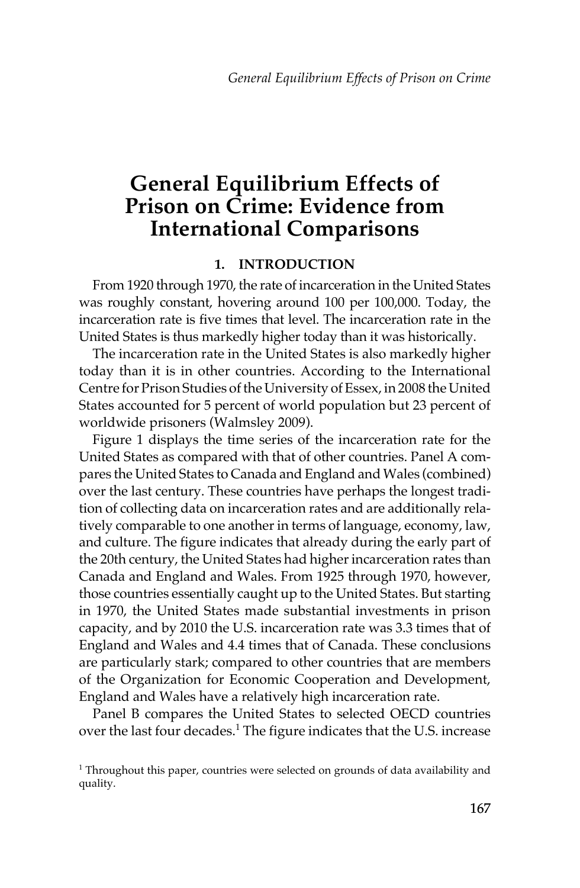# General Equilibrium Effects of Prison on Crime: Evidence from International Comparisons

## 1. INTRODUCTION

From 1920 through 1970, the rate of incarceration in the United States was roughly constant, hovering around 100 per 100,000. Today, the incarceration rate is five times that level. The incarceration rate in the United States is thus markedly higher today than it was historically.

The incarceration rate in the United States is also markedly higher today than it is in other countries. According to the International Centre for Prison Studies of the University of Essex, in 2008 the United States accounted for 5 percent of world population but 23 percent of worldwide prisoners (Walmsley 2009).

Figure 1 displays the time series of the incarceration rate for the United States as compared with that of other countries. Panel A compares the United States to Canada and England and Wales (combined) over the last century. These countries have perhaps the longest tradition of collecting data on incarceration rates and are additionally relatively comparable to one another in terms of language, economy, law, and culture. The figure indicates that already during the early part of the 20th century, the United States had higher incarceration rates than Canada and England and Wales. From 1925 through 1970, however, those countries essentially caught up to the United States. But starting in 1970, the United States made substantial investments in prison capacity, and by 2010 the U.S. incarceration rate was 3.3 times that of England and Wales and 4.4 times that of Canada. These conclusions are particularly stark; compared to other countries that are members of the Organization for Economic Cooperation and Development, England and Wales have a relatively high incarceration rate.

Panel B compares the United States to selected OECD countries over the last four decades.[1] The figure indicates that the U.S. increase

[1] Throughout this paper, countries were selected on grounds of data availability and quality.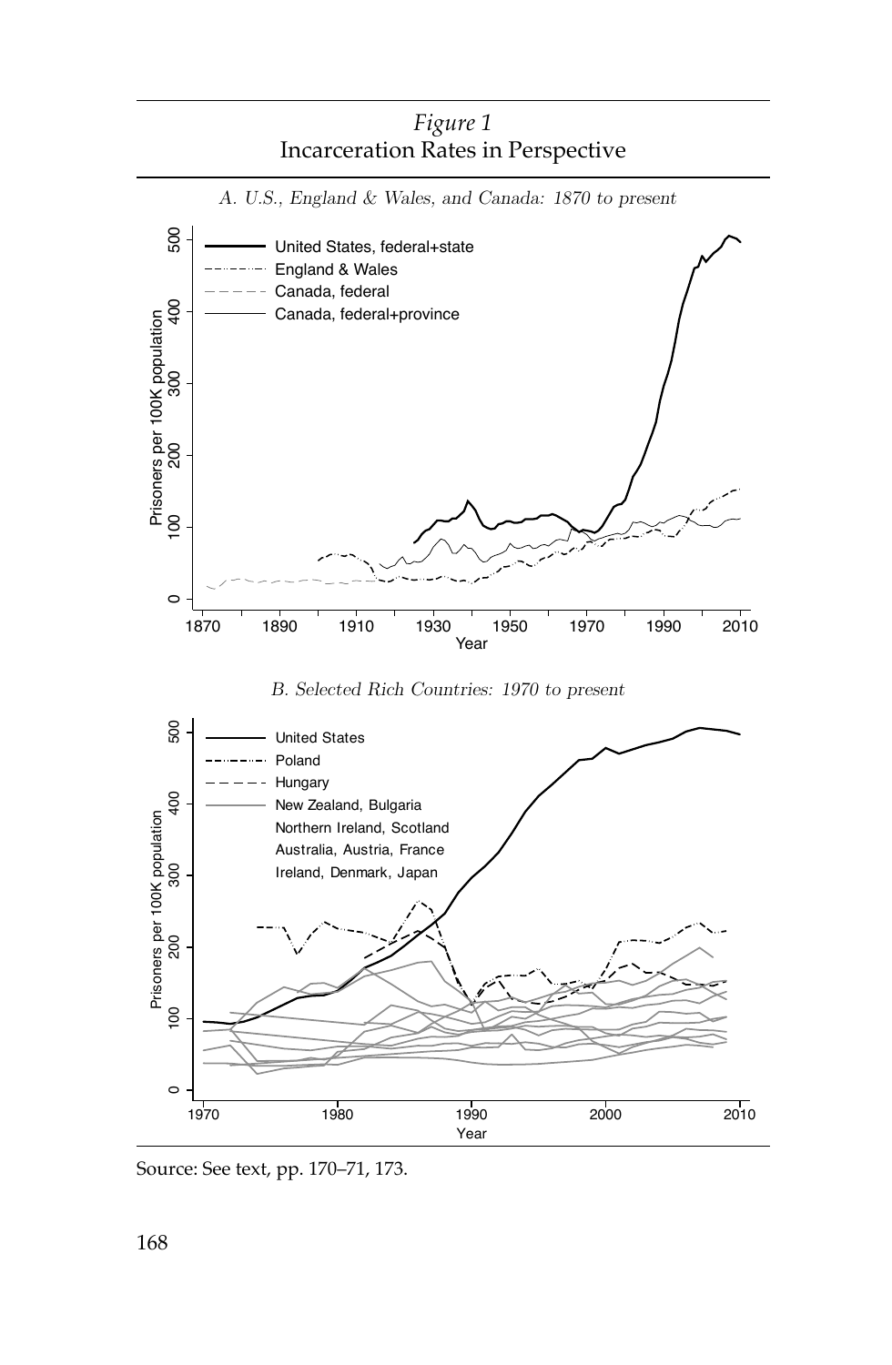*Figure 1*
Incarceration Rates in Perspective

*A. U.S., England & Wales, and Canada: 1870 to present*

*B. Selected Rich Countries: 1970 to present*

Source: See text, pp. 170–71, 173.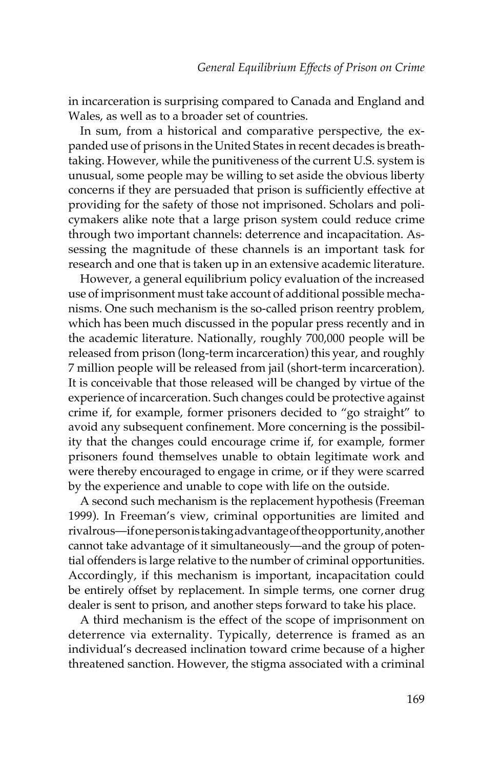in incarceration is surprising compared to Canada and England and Wales, as well as to a broader set of countries.

In sum, from a historical and comparative perspective, the expanded use of prisons in the United States in recent decades is breathtaking. However, while the punitiveness of the current U.S. system is unusual, some people may be willing to set aside the obvious liberty concerns if they are persuaded that prison is sufficiently effective at providing for the safety of those not imprisoned. Scholars and policymakers alike note that a large prison system could reduce crime through two important channels: deterrence and incapacitation. Assessing the magnitude of these channels is an important task for research and one that is taken up in an extensive academic literature.

However, a general equilibrium policy evaluation of the increased use of imprisonment must take account of additional possible mechanisms. One such mechanism is the so-called prison reentry problem, which has been much discussed in the popular press recently and in the academic literature. Nationally, roughly 700,000 people will be released from prison (long-term incarceration) this year, and roughly 7 million people will be released from jail (short-term incarceration). It is conceivable that those released will be changed by virtue of the experience of incarceration. Such changes could be protective against crime if, for example, former prisoners decided to "go straight" to avoid any subsequent confinement. More concerning is the possibility that the changes could encourage crime if, for example, former prisoners found themselves unable to obtain legitimate work and were thereby encouraged to engage in crime, or if they were scarred by the experience and unable to cope with life on the outside.

A second such mechanism is the replacement hypothesis (Freeman 1999). In Freeman's view, criminal opportunities are limited and rivalrous—if one person is taking advantage of the opportunity, another cannot take advantage of it simultaneously—and the group of potential offenders is large relative to the number of criminal opportunities. Accordingly, if this mechanism is important, incapacitation could be entirely offset by replacement. In simple terms, one corner drug dealer is sent to prison, and another steps forward to take his place.

A third mechanism is the effect of the scope of imprisonment on deterrence via externality. Typically, deterrence is framed as an individual's decreased inclination toward crime because of a higher threatened sanction. However, the stigma associated with a criminal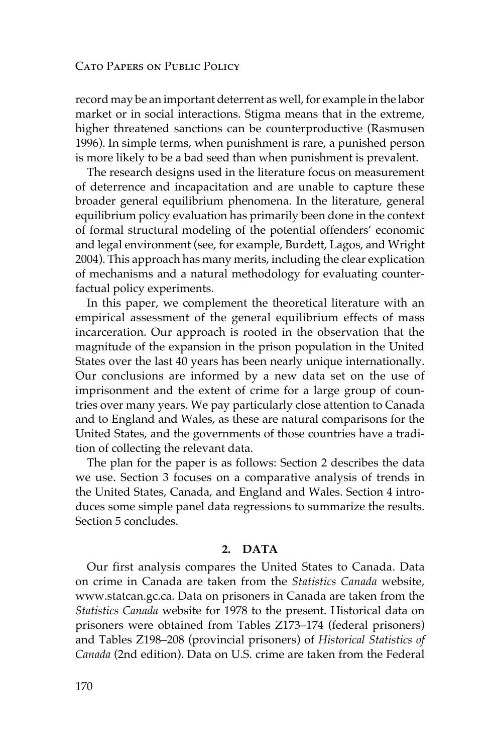record may be an important deterrent as well, for example in the labor market or in social interactions. Stigma means that in the extreme, higher threatened sanctions can be counterproductive (Rasmusen 1996). In simple terms, when punishment is rare, a punished person is more likely to be a bad seed than when punishment is prevalent.

The research designs used in the literature focus on measurement of deterrence and incapacitation and are unable to capture these broader general equilibrium phenomena. In the literature, general equilibrium policy evaluation has primarily been done in the context of formal structural modeling of the potential offenders' economic and legal environment (see, for example, Burdett, Lagos, and Wright 2004). This approach has many merits, including the clear explication of mechanisms and a natural methodology for evaluating counterfactual policy experiments.

In this paper, we complement the theoretical literature with an empirical assessment of the general equilibrium effects of mass incarceration. Our approach is rooted in the observation that the magnitude of the expansion in the prison population in the United States over the last 40 years has been nearly unique internationally. Our conclusions are informed by a new data set on the use of imprisonment and the extent of crime for a large group of countries over many years. We pay particularly close attention to Canada and to England and Wales, as these are natural comparisons for the United States, and the governments of those countries have a tradition of collecting the relevant data.

The plan for the paper is as follows: Section 2 describes the data we use. Section 3 focuses on a comparative analysis of trends in the United States, Canada, and England and Wales. Section 4 introduces some simple panel data regressions to summarize the results. Section 5 concludes.

## 2. DATA

Our first analysis compares the United States to Canada. Data on crime in Canada are taken from the *Statistics Canada* website, www.statcan.gc.ca. Data on prisoners in Canada are taken from the *Statistics Canada* website for 1978 to the present. Historical data on prisoners were obtained from Tables Z173–174 (federal prisoners) and Tables Z198–208 (provincial prisoners) of *Historical Statistics of Canada* (2nd edition). Data on U.S. crime are taken from the Federal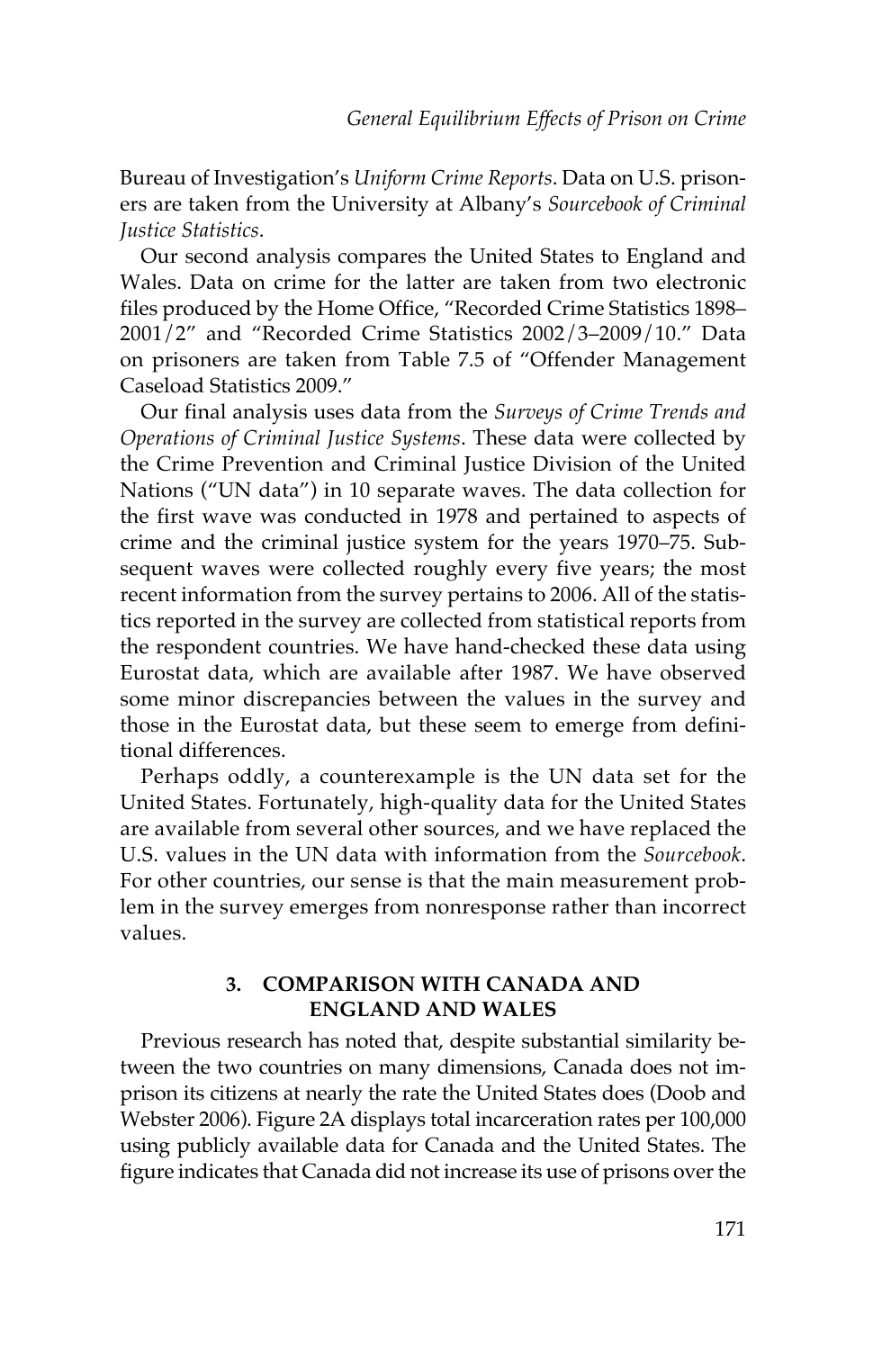Bureau of Investigation's *Uniform Crime Reports*. Data on U.S. prisoners are taken from the University at Albany's *Sourcebook of Criminal Justice Statistics*.

Our second analysis compares the United States to England and Wales. Data on crime for the latter are taken from two electronic files produced by the Home Office, "Recorded Crime Statistics 1898–2001/2" and "Recorded Crime Statistics 2002/3–2009/10." Data on prisoners are taken from Table 7.5 of "Offender Management Caseload Statistics 2009."

Our final analysis uses data from the *Surveys of Crime Trends and Operations of Criminal Justice Systems*. These data were collected by the Crime Prevention and Criminal Justice Division of the United Nations ("UN data") in 10 separate waves. The data collection for the first wave was conducted in 1978 and pertained to aspects of crime and the criminal justice system for the years 1970–75. Subsequent waves were collected roughly every five years; the most recent information from the survey pertains to 2006. All of the statistics reported in the survey are collected from statistical reports from the respondent countries. We have hand-checked these data using Eurostat data, which are available after 1987. We have observed some minor discrepancies between the values in the survey and those in the Eurostat data, but these seem to emerge from definitional differences.

Perhaps oddly, a counterexample is the UN data set for the United States. Fortunately, high-quality data for the United States are available from several other sources, and we have replaced the U.S. values in the UN data with information from the *Sourcebook*. For other countries, our sense is that the main measurement problem in the survey emerges from nonresponse rather than incorrect values.

## 3. COMPARISON WITH CANADA AND ENGLAND AND WALES

Previous research has noted that, despite substantial similarity between the two countries on many dimensions, Canada does not imprison its citizens at nearly the rate the United States does (Doob and Webster 2006). Figure 2A displays total incarceration rates per 100,000 using publicly available data for Canada and the United States. The figure indicates that Canada did not increase its use of prisons over the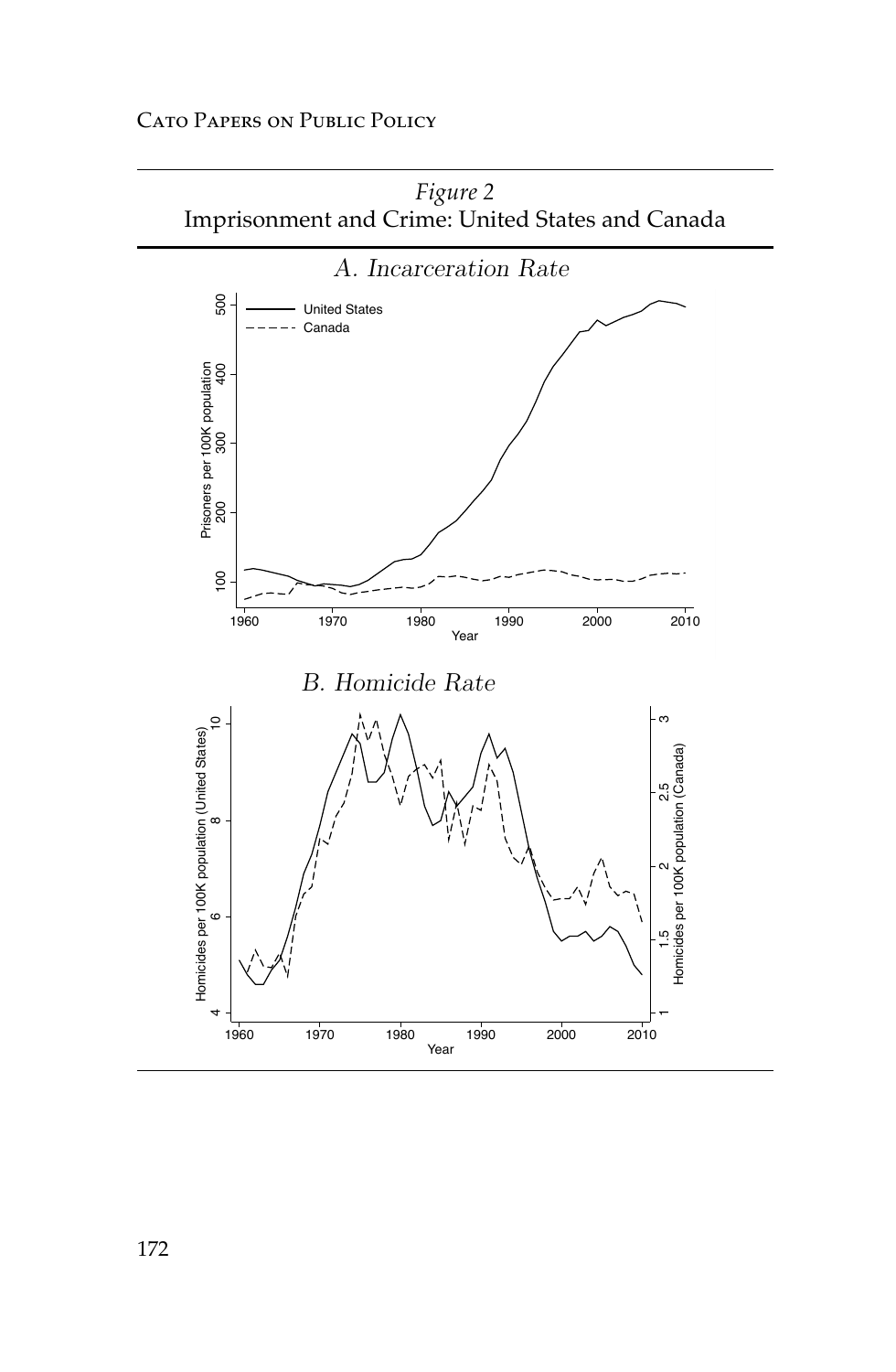*Figure 2*
Imprisonment and Crime: United States and Canada

*A. Incarceration Rate*

*B. Homicide Rate*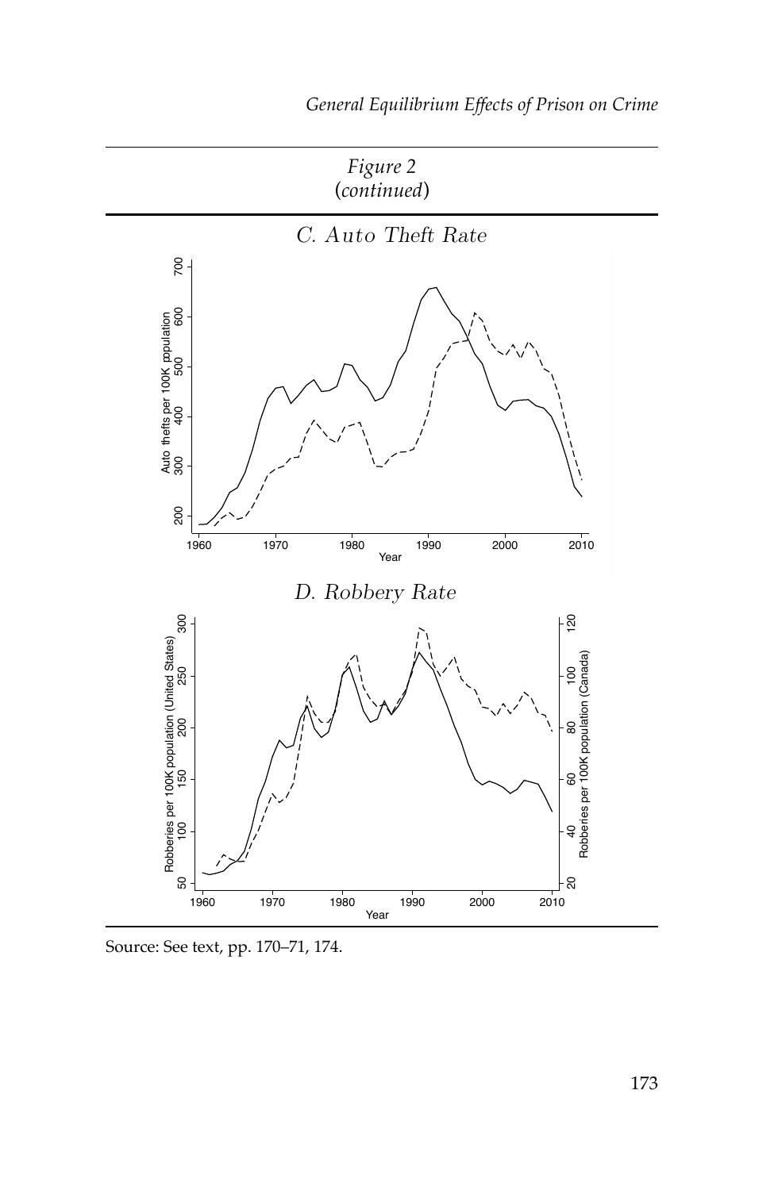Figure 2
(continued)

C. Auto Theft Rate

D. Robbery Rate

Source: See text, pp. 170–71, 174.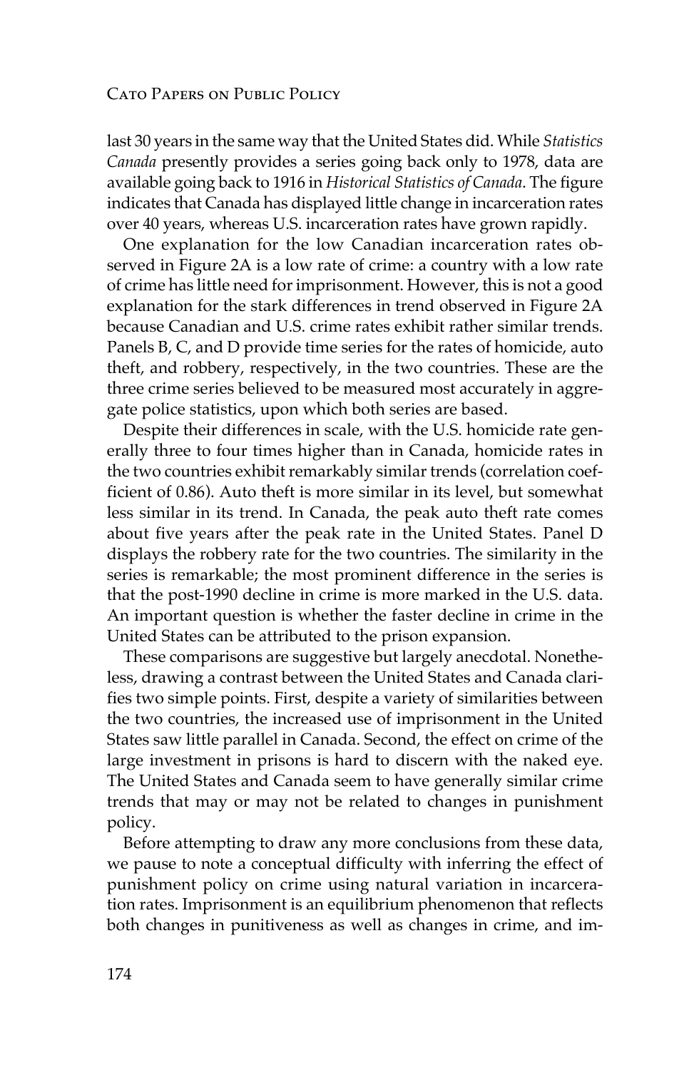last 30 years in the same way that the United States did. While *Statistics Canada* presently provides a series going back only to 1978, data are available going back to 1916 in *Historical Statistics of Canada*. The figure indicates that Canada has displayed little change in incarceration rates over 40 years, whereas U.S. incarceration rates have grown rapidly.

One explanation for the low Canadian incarceration rates observed in Figure 2A is a low rate of crime: a country with a low rate of crime has little need for imprisonment. However, this is not a good explanation for the stark differences in trend observed in Figure 2A because Canadian and U.S. crime rates exhibit rather similar trends. Panels B, C, and D provide time series for the rates of homicide, auto theft, and robbery, respectively, in the two countries. These are the three crime series believed to be measured most accurately in aggregate police statistics, upon which both series are based.

Despite their differences in scale, with the U.S. homicide rate generally three to four times higher than in Canada, homicide rates in the two countries exhibit remarkably similar trends (correlation coefficient of 0.86). Auto theft is more similar in its level, but somewhat less similar in its trend. In Canada, the peak auto theft rate comes about five years after the peak rate in the United States. Panel D displays the robbery rate for the two countries. The similarity in the series is remarkable; the most prominent difference in the series is that the post-1990 decline in crime is more marked in the U.S. data. An important question is whether the faster decline in crime in the United States can be attributed to the prison expansion.

These comparisons are suggestive but largely anecdotal. Nonetheless, drawing a contrast between the United States and Canada clarifies two simple points. First, despite a variety of similarities between the two countries, the increased use of imprisonment in the United States saw little parallel in Canada. Second, the effect on crime of the large investment in prisons is hard to discern with the naked eye. The United States and Canada seem to have generally similar crime trends that may or may not be related to changes in punishment policy.

Before attempting to draw any more conclusions from these data, we pause to note a conceptual difficulty with inferring the effect of punishment policy on crime using natural variation in incarceration rates. Imprisonment is an equilibrium phenomenon that reflects both changes in punitiveness as well as changes in crime, and im-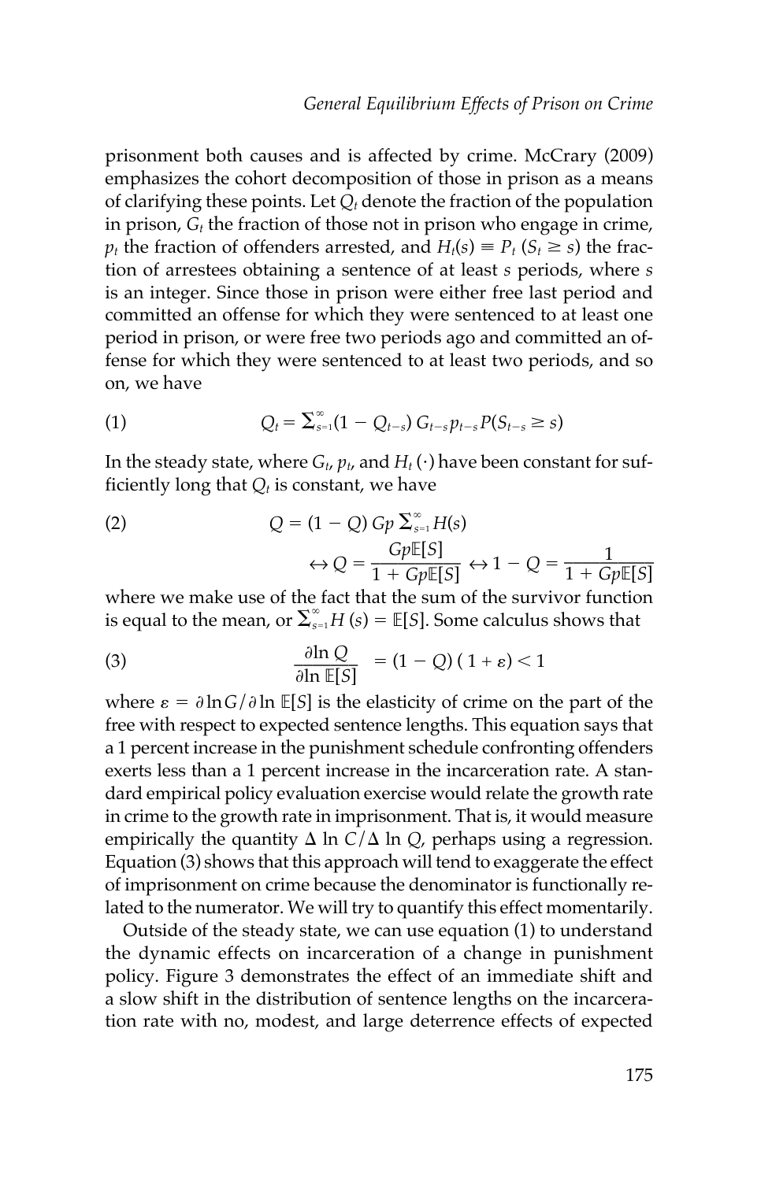prisonment both causes and is affected by crime. McCrary (2009) emphasizes the cohort decomposition of those in prison as a means of clarifying these points. Let $Q_t$ denote the fraction of the population in prison, $G_t$ the fraction of those not in prison who engage in crime, $p_t$ the fraction of offenders arrested, and $H_t(s) \equiv P_t\,(S_t \geq s)$ the fraction of arrestees obtaining a sentence of at least $s$ periods, where $s$ is an integer. Since those in prison were either free last period and committed an offense for which they were sentenced to at least one period in prison, or were free two periods ago and committed an offense for which they were sentenced to at least two periods, and so on, we have

$$Q_t = \Sigma_{s=1}^{\infty}(1 - Q_{t-s})\, G_{t-s}\, p_{t-s}\, P(S_{t-s} \geq s) \tag{1}$$

In the steady state, where $G_t$, $p_t$, and $H_t(\cdot)$ have been constant for sufficiently long that $Q_t$ is constant, we have

$$Q = (1 - Q)\, Gp\, \Sigma_{s=1}^{\infty} H(s) \tag{2}$$

$$\leftrightarrow Q = \frac{Gp\mathbb{E}[S]}{1 + Gp\mathbb{E}[S]} \leftrightarrow 1 - Q = \frac{1}{1 + Gp\mathbb{E}[S]}$$

where we make use of the fact that the sum of the survivor function is equal to the mean, or $\Sigma_{s=1}^{\infty} H(s) = \mathbb{E}[S]$. Some calculus shows that

$$\frac{\partial \ln Q}{\partial \ln \mathbb{E}[S]} = (1 - Q)\,(1 + \varepsilon) < 1 \tag{3}$$

where $\varepsilon = \partial \ln G / \partial \ln \mathbb{E}[S]$ is the elasticity of crime on the part of the free with respect to expected sentence lengths. This equation says that a 1 percent increase in the punishment schedule confronting offenders exerts less than a 1 percent increase in the incarceration rate. A standard empirical policy evaluation exercise would relate the growth rate in crime to the growth rate in imprisonment. That is, it would measure empirically the quantity $\Delta \ln C / \Delta \ln Q$, perhaps using a regression. Equation (3) shows that this approach will tend to exaggerate the effect of imprisonment on crime because the denominator is functionally related to the numerator. We will try to quantify this effect momentarily.

Outside of the steady state, we can use equation (1) to understand the dynamic effects on incarceration of a change in punishment policy. Figure 3 demonstrates the effect of an immediate shift and a slow shift in the distribution of sentence lengths on the incarceration rate with no, modest, and large deterrence effects of expected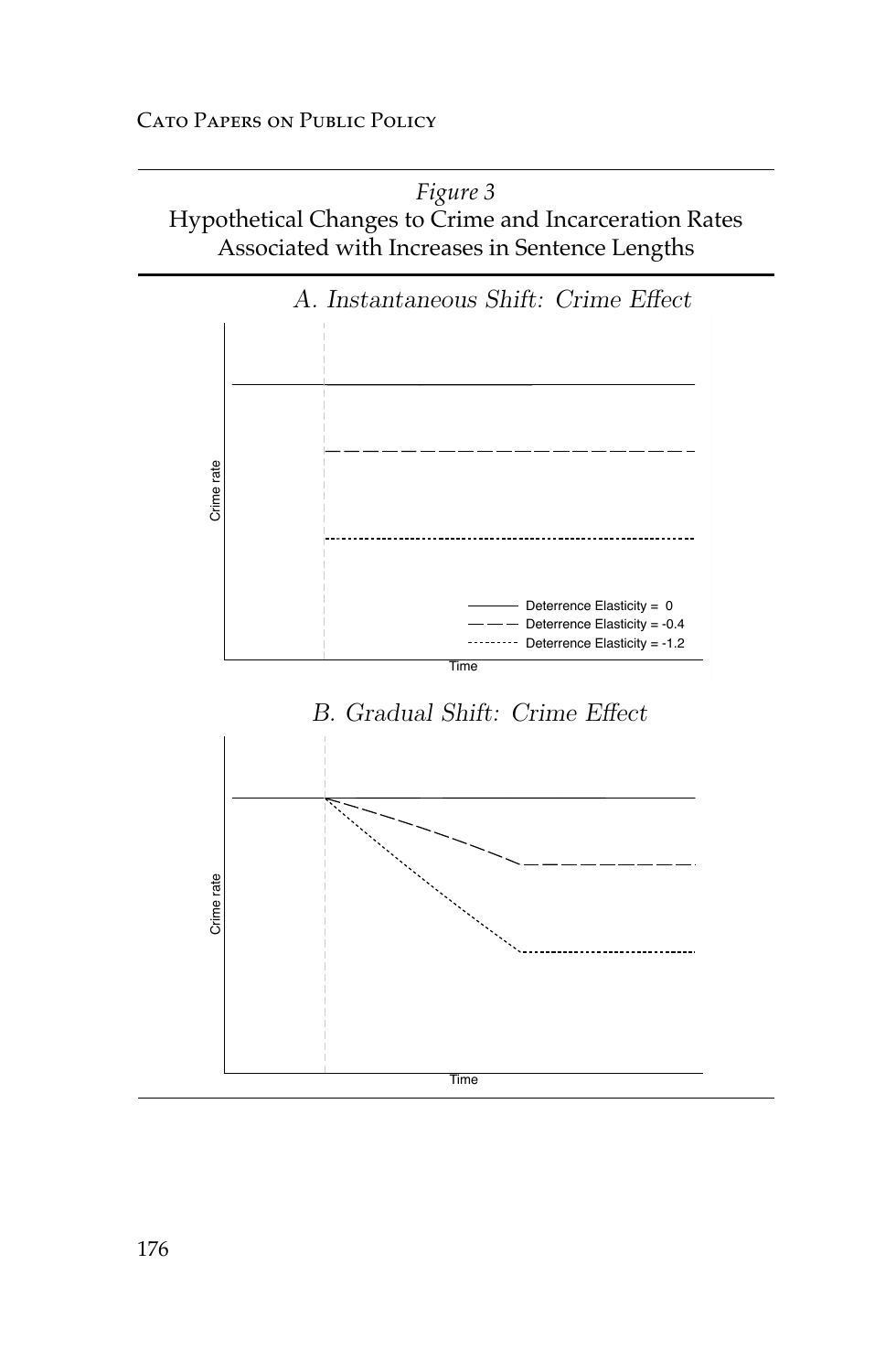*Figure 3*
Hypothetical Changes to Crime and Incarceration Rates Associated with Increases in Sentence Lengths

A. Instantaneous Shift: Crime Effect

Crime rate

Time

Deterrence Elasticity = 0
Deterrence Elasticity = -0.4
Deterrence Elasticity = -1.2

B. Gradual Shift: Crime Effect

Crime rate

Time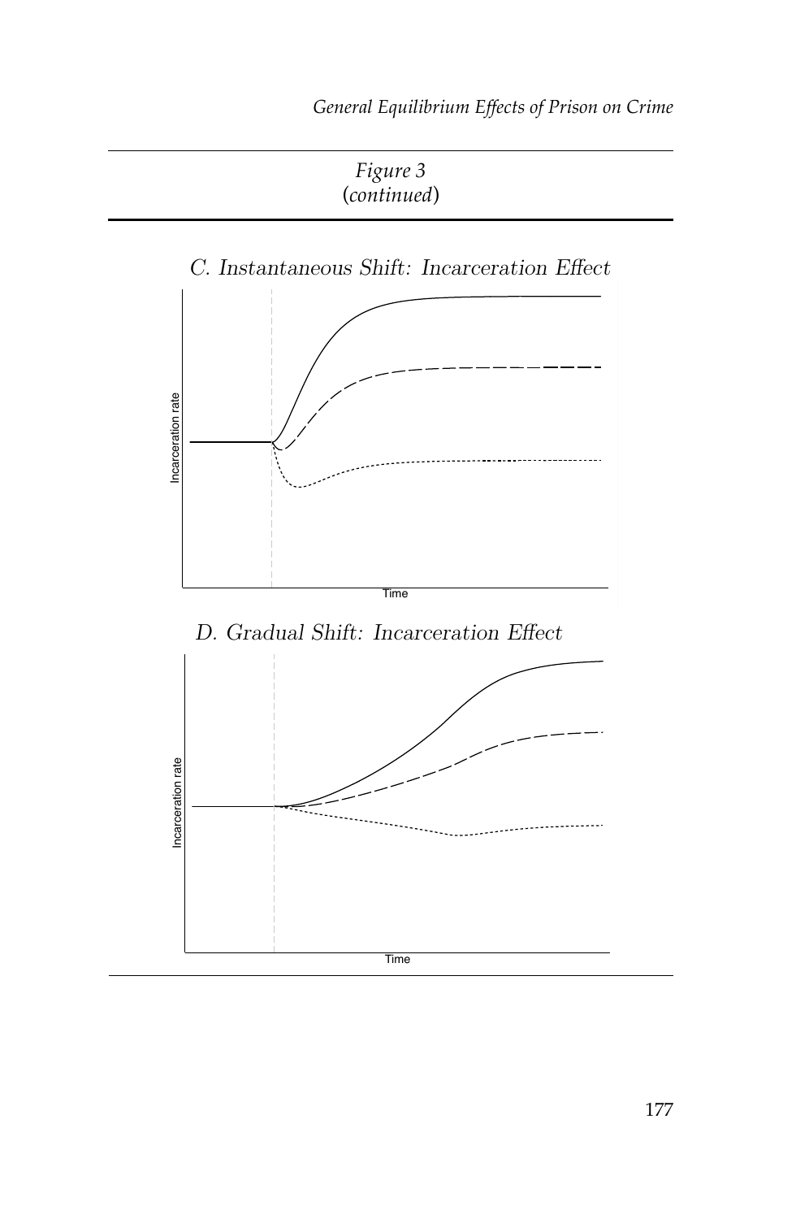Figure 3
(*continued*)

C. Instantaneous Shift: Incarceration Effect

Incarceration rate

Time

D. Gradual Shift: Incarceration Effect

Incarceration rate

Time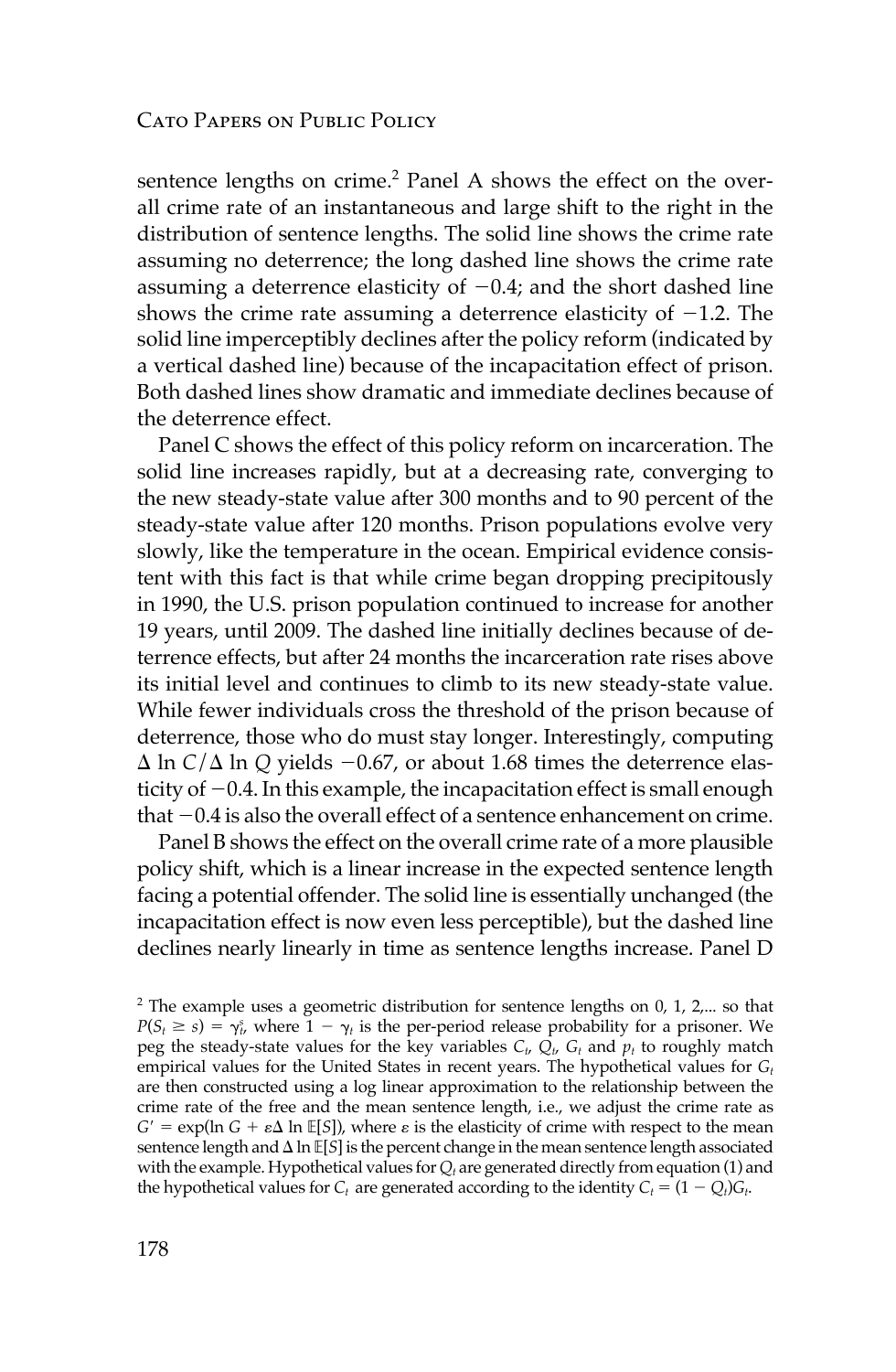sentence lengths on crime.[2] Panel A shows the effect on the overall crime rate of an instantaneous and large shift to the right in the distribution of sentence lengths. The solid line shows the crime rate assuming no deterrence; the long dashed line shows the crime rate assuming a deterrence elasticity of −0.4; and the short dashed line shows the crime rate assuming a deterrence elasticity of −1.2. The solid line imperceptibly declines after the policy reform (indicated by a vertical dashed line) because of the incapacitation effect of prison. Both dashed lines show dramatic and immediate declines because of the deterrence effect.

Panel C shows the effect of this policy reform on incarceration. The solid line increases rapidly, but at a decreasing rate, converging to the new steady-state value after 300 months and to 90 percent of the steady-state value after 120 months. Prison populations evolve very slowly, like the temperature in the ocean. Empirical evidence consistent with this fact is that while crime began dropping precipitously in 1990, the U.S. prison population continued to increase for another 19 years, until 2009. The dashed line initially declines because of deterrence effects, but after 24 months the incarceration rate rises above its initial level and continues to climb to its new steady-state value. While fewer individuals cross the threshold of the prison because of deterrence, those who do must stay longer. Interestingly, computing $\Delta \ln C / \Delta \ln Q$ yields −0.67, or about 1.68 times the deterrence elasticity of −0.4. In this example, the incapacitation effect is small enough that −0.4 is also the overall effect of a sentence enhancement on crime.

Panel B shows the effect on the overall crime rate of a more plausible policy shift, which is a linear increase in the expected sentence length facing a potential offender. The solid line is essentially unchanged (the incapacitation effect is now even less perceptible), but the dashed line declines nearly linearly in time as sentence lengths increase. Panel D

[2] The example uses a geometric distribution for sentence lengths on 0, 1, 2,... so that $P(S_t \geq s) = \gamma_t^s$, where $1 - \gamma_t$ is the per-period release probability for a prisoner. We peg the steady-state values for the key variables $C_t$, $Q_t$, $G_t$ and $p_t$ to roughly match empirical values for the United States in recent years. The hypothetical values for $G_t$ are then constructed using a log linear approximation to the relationship between the crime rate of the free and the mean sentence length, i.e., we adjust the crime rate as $G' = \exp(\ln G + \varepsilon \Delta \ln \mathbb{E}[S])$, where $\varepsilon$ is the elasticity of crime with respect to the mean sentence length and $\Delta \ln \mathbb{E}[S]$ is the percent change in the mean sentence length associated with the example. Hypothetical values for $Q_t$ are generated directly from equation (1) and the hypothetical values for $C_t$ are generated according to the identity $C_t = (1 - Q_t)G_t$.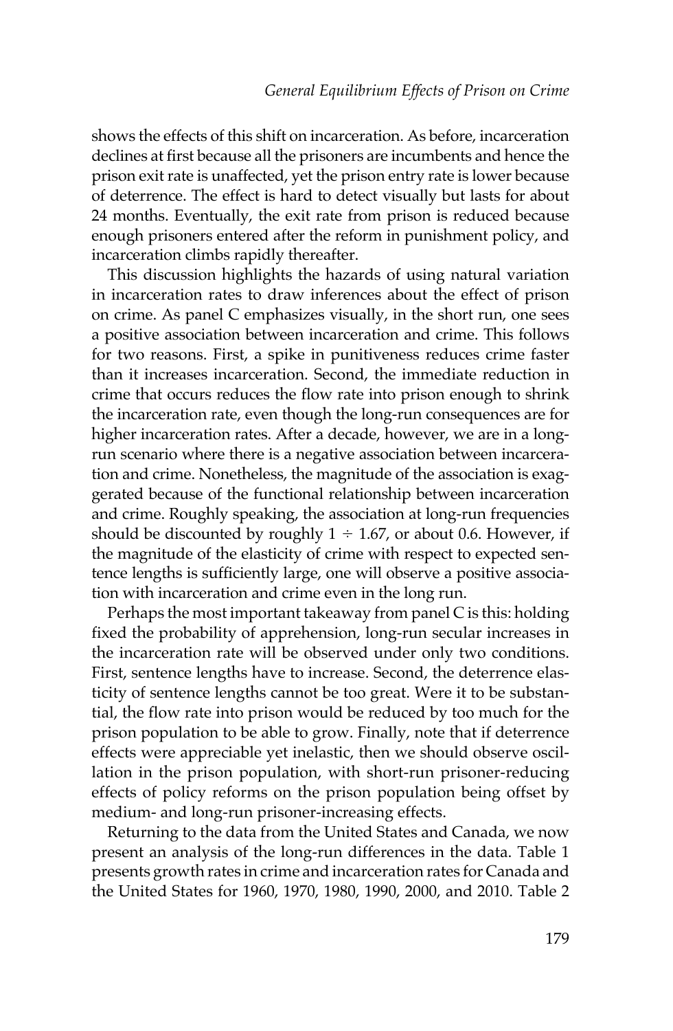shows the effects of this shift on incarceration. As before, incarceration declines at first because all the prisoners are incumbents and hence the prison exit rate is unaffected, yet the prison entry rate is lower because of deterrence. The effect is hard to detect visually but lasts for about 24 months. Eventually, the exit rate from prison is reduced because enough prisoners entered after the reform in punishment policy, and incarceration climbs rapidly thereafter.

This discussion highlights the hazards of using natural variation in incarceration rates to draw inferences about the effect of prison on crime. As panel C emphasizes visually, in the short run, one sees a positive association between incarceration and crime. This follows for two reasons. First, a spike in punitiveness reduces crime faster than it increases incarceration. Second, the immediate reduction in crime that occurs reduces the flow rate into prison enough to shrink the incarceration rate, even though the long-run consequences are for higher incarceration rates. After a decade, however, we are in a long-run scenario where there is a negative association between incarceration and crime. Nonetheless, the magnitude of the association is exaggerated because of the functional relationship between incarceration and crime. Roughly speaking, the association at long-run frequencies should be discounted by roughly $1 \div 1.67$, or about 0.6. However, if the magnitude of the elasticity of crime with respect to expected sentence lengths is sufficiently large, one will observe a positive association with incarceration and crime even in the long run.

Perhaps the most important takeaway from panel C is this: holding fixed the probability of apprehension, long-run secular increases in the incarceration rate will be observed under only two conditions. First, sentence lengths have to increase. Second, the deterrence elasticity of sentence lengths cannot be too great. Were it to be substantial, the flow rate into prison would be reduced by too much for the prison population to be able to grow. Finally, note that if deterrence effects were appreciable yet inelastic, then we should observe oscillation in the prison population, with short-run prisoner-reducing effects of policy reforms on the prison population being offset by medium- and long-run prisoner-increasing effects.

Returning to the data from the United States and Canada, we now present an analysis of the long-run differences in the data. Table 1 presents growth rates in crime and incarceration rates for Canada and the United States for 1960, 1970, 1980, 1990, 2000, and 2010. Table 2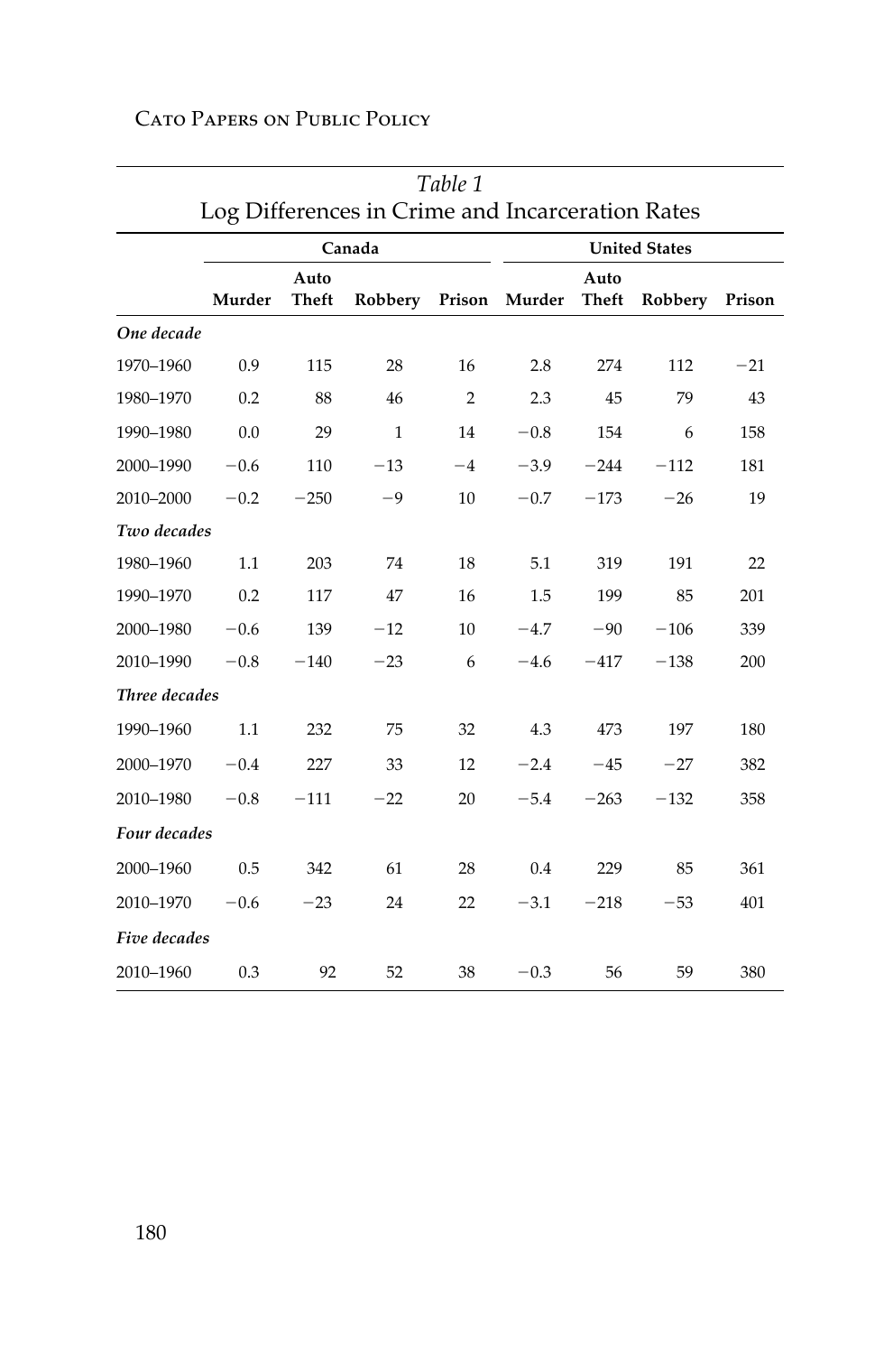*Table 1*
Log Differences in Crime and Incarceration Rates

| | Canada | | | | United States | | | |
|---|---|---|---|---|---|---|---|---|
| | Murder | Auto Theft | Robbery | Prison | Murder | Auto Theft | Robbery | Prison |
| *One decade* | | | | | | | | |
| 1970–1960 | 0.9 | 115 | 28 | 16 | 2.8 | 274 | 112 | −21 |
| 1980–1970 | 0.2 | 88 | 46 | 2 | 2.3 | 45 | 79 | 43 |
| 1990–1980 | 0.0 | 29 | 1 | 14 | −0.8 | 154 | 6 | 158 |
| 2000–1990 | −0.6 | 110 | −13 | −4 | −3.9 | −244 | −112 | 181 |
| 2010–2000 | −0.2 | −250 | −9 | 10 | −0.7 | −173 | −26 | 19 |
| *Two decades* | | | | | | | | |
| 1980–1960 | 1.1 | 203 | 74 | 18 | 5.1 | 319 | 191 | 22 |
| 1990–1970 | 0.2 | 117 | 47 | 16 | 1.5 | 199 | 85 | 201 |
| 2000–1980 | −0.6 | 139 | −12 | 10 | −4.7 | −90 | −106 | 339 |
| 2010–1990 | −0.8 | −140 | −23 | 6 | −4.6 | −417 | −138 | 200 |
| *Three decades* | | | | | | | | |
| 1990–1960 | 1.1 | 232 | 75 | 32 | 4.3 | 473 | 197 | 180 |
| 2000–1970 | −0.4 | 227 | 33 | 12 | −2.4 | −45 | −27 | 382 |
| 2010–1980 | −0.8 | −111 | −22 | 20 | −5.4 | −263 | −132 | 358 |
| *Four decades* | | | | | | | | |
| 2000–1960 | 0.5 | 342 | 61 | 28 | 0.4 | 229 | 85 | 361 |
| 2010–1970 | −0.6 | −23 | 24 | 22 | −3.1 | −218 | −53 | 401 |
| *Five decades* | | | | | | | | |
| 2010–1960 | 0.3 | 92 | 52 | 38 | −0.3 | 56 | 59 | 380 |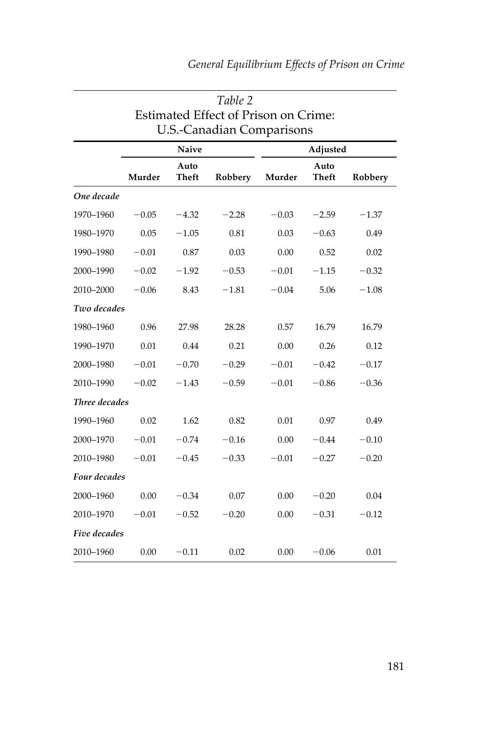*Table 2*
Estimated Effect of Prison on Crime:
U.S.-Canadian Comparisons

| | Naive | | | Adjusted | | |
|---|---|---|---|---|---|---|
| | Murder | Auto Theft | Robbery | Murder | Auto Theft | Robbery |
| ***One decade*** | | | | | | |
| 1970–1960 | −0.05 | −4.32 | −2.28 | −0.03 | −2.59 | −1.37 |
| 1980–1970 | 0.05 | −1.05 | 0.81 | 0.03 | −0.63 | 0.49 |
| 1990–1980 | −0.01 | 0.87 | 0.03 | 0.00 | 0.52 | 0.02 |
| 2000–1990 | −0.02 | −1.92 | −0.53 | −0.01 | −1.15 | −0.32 |
| 2010–2000 | −0.06 | 8.43 | −1.81 | −0.04 | 5.06 | −1.08 |
| ***Two decades*** | | | | | | |
| 1980–1960 | 0.96 | 27.98 | 28.28 | 0.57 | 16.79 | 16.79 |
| 1990–1970 | 0.01 | 0.44 | 0.21 | 0.00 | 0.26 | 0.12 |
| 2000–1980 | −0.01 | −0.70 | −0.29 | −0.01 | −0.42 | −0.17 |
| 2010–1990 | −0.02 | −1.43 | −0.59 | −0.01 | −0.86 | −0.36 |
| ***Three decades*** | | | | | | |
| 1990–1960 | 0.02 | 1.62 | 0.82 | 0.01 | 0.97 | 0.49 |
| 2000–1970 | −0.01 | −0.74 | −0.16 | 0.00 | −0.44 | −0.10 |
| 2010–1980 | −0.01 | −0.45 | −0.33 | −0.01 | −0.27 | −0.20 |
| ***Four decades*** | | | | | | |
| 2000–1960 | 0.00 | −0.34 | 0.07 | 0.00 | −0.20 | 0.04 |
| 2010–1970 | −0.01 | −0.52 | −0.20 | 0.00 | −0.31 | −0.12 |
| ***Five decades*** | | | | | | |
| 2010–1960 | 0.00 | −0.11 | 0.02 | 0.00 | −0.06 | 0.01 |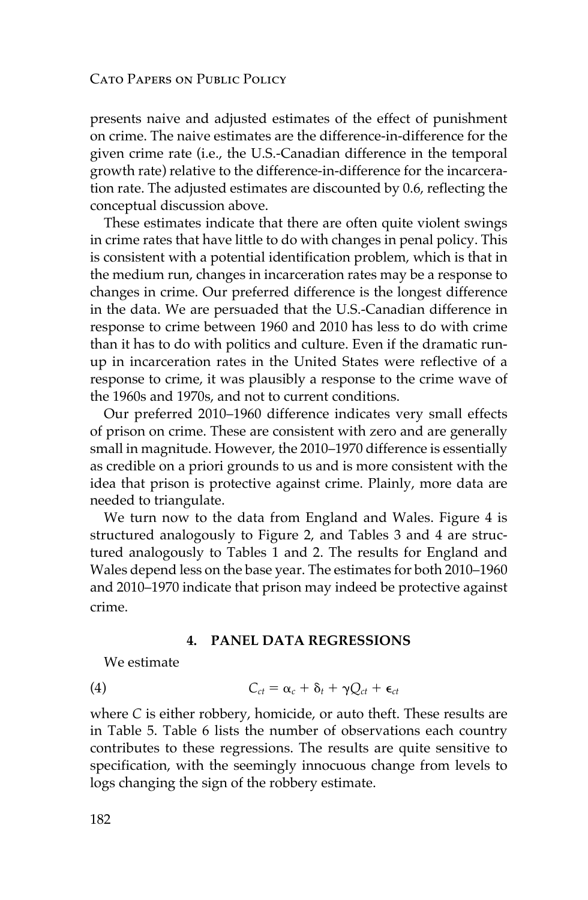presents naive and adjusted estimates of the effect of punishment on crime. The naive estimates are the difference-in-difference for the given crime rate (i.e., the U.S.-Canadian difference in the temporal growth rate) relative to the difference-in-difference for the incarceration rate. The adjusted estimates are discounted by 0.6, reflecting the conceptual discussion above.

These estimates indicate that there are often quite violent swings in crime rates that have little to do with changes in penal policy. This is consistent with a potential identification problem, which is that in the medium run, changes in incarceration rates may be a response to changes in crime. Our preferred difference is the longest difference in the data. We are persuaded that the U.S.-Canadian difference in response to crime between 1960 and 2010 has less to do with crime than it has to do with politics and culture. Even if the dramatic run-up in incarceration rates in the United States were reflective of a response to crime, it was plausibly a response to the crime wave of the 1960s and 1970s, and not to current conditions.

Our preferred 2010–1960 difference indicates very small effects of prison on crime. These are consistent with zero and are generally small in magnitude. However, the 2010–1970 difference is essentially as credible on a priori grounds to us and is more consistent with the idea that prison is protective against crime. Plainly, more data are needed to triangulate.

We turn now to the data from England and Wales. Figure 4 is structured analogously to Figure 2, and Tables 3 and 4 are structured analogously to Tables 1 and 2. The results for England and Wales depend less on the base year. The estimates for both 2010–1960 and 2010–1970 indicate that prison may indeed be protective against crime.

## 4. PANEL DATA REGRESSIONS

We estimate

$$C_{ct} = \alpha_c + \delta_t + \gamma Q_{ct} + \epsilon_{ct} \tag{4}$$

where $C$ is either robbery, homicide, or auto theft. These results are in Table 5. Table 6 lists the number of observations each country contributes to these regressions. The results are quite sensitive to specification, with the seemingly innocuous change from levels to logs changing the sign of the robbery estimate.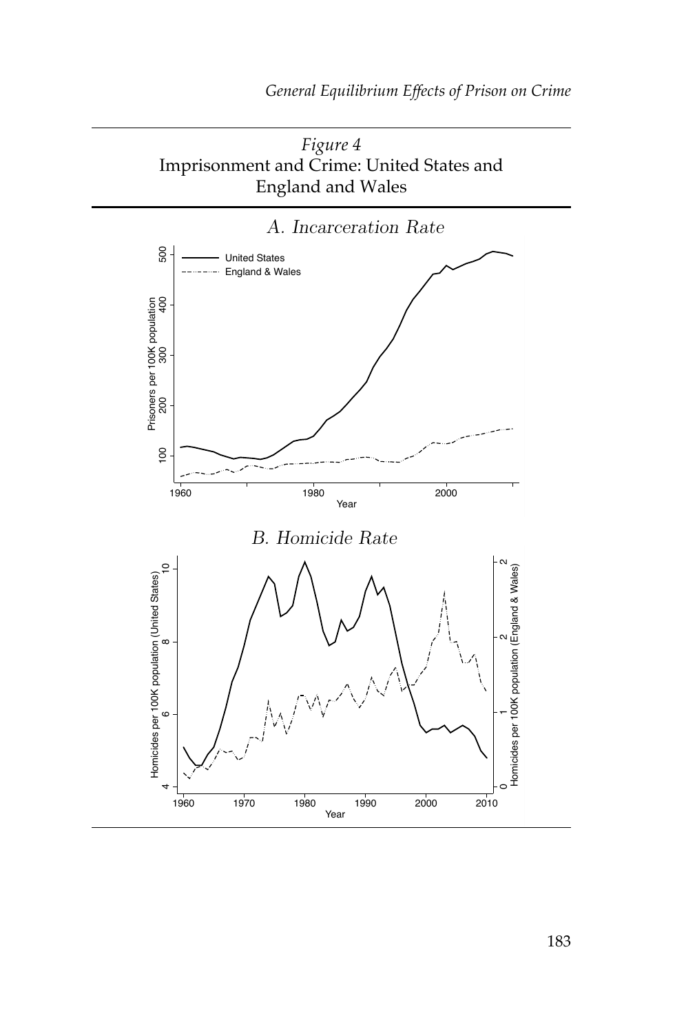*Figure 4*
Imprisonment and Crime: United States and England and Wales

A. Incarceration Rate

B. Homicide Rate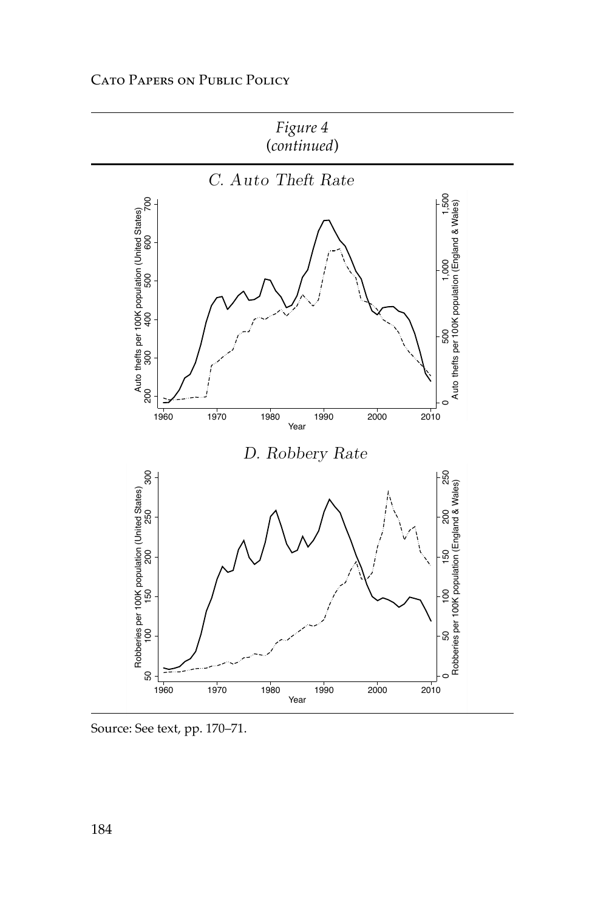*Figure 4*
*(continued)*

C. Auto Theft Rate

D. Robbery Rate

Source: See text, pp. 170–71.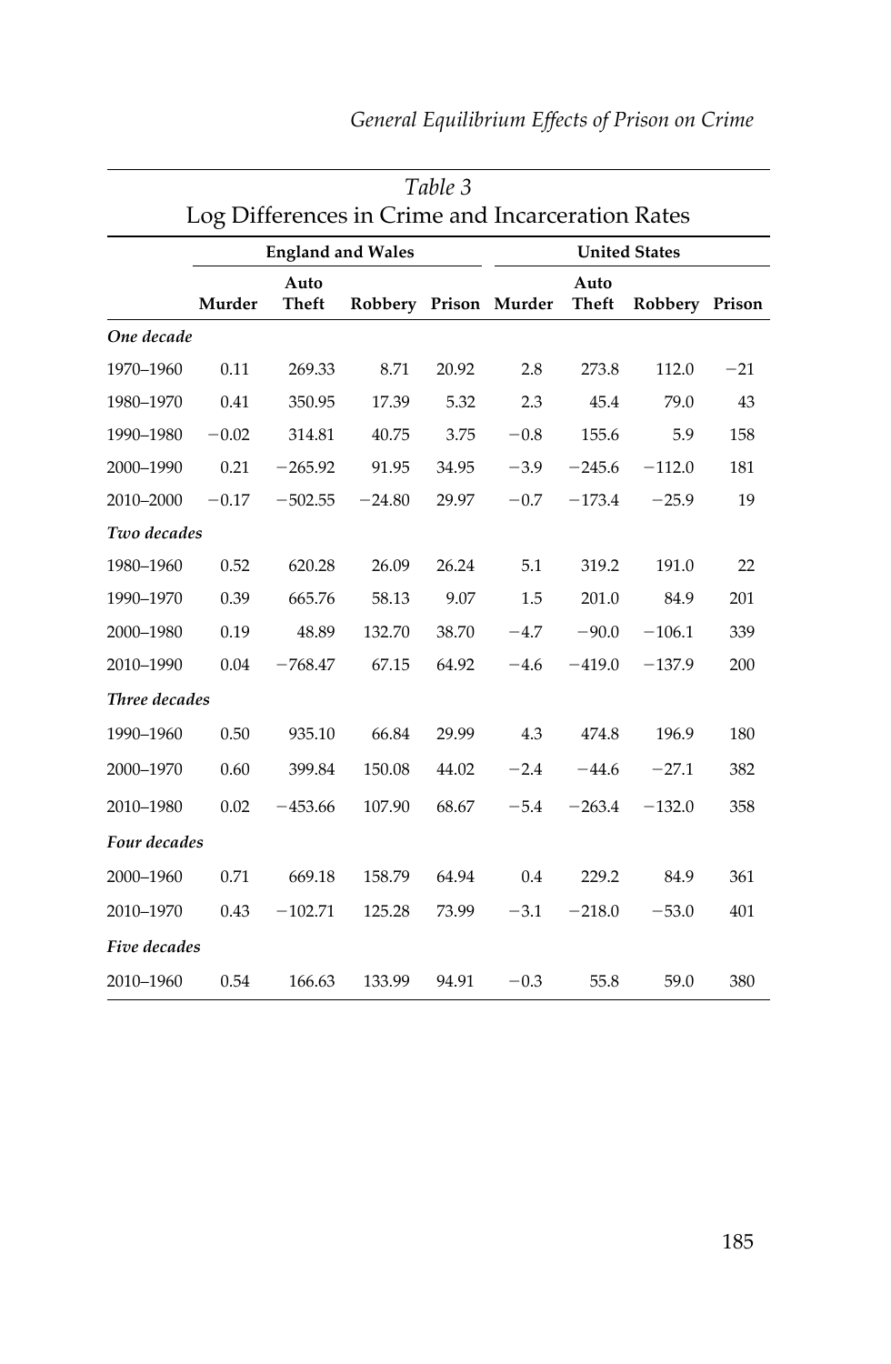*Table 3*
Log Differences in Crime and Incarceration Rates

| | England and Wales | | | | United States | | | |
|---|---|---|---|---|---|---|---|---|
| | Murder | Auto Theft | Robbery | Prison | Murder | Auto Theft | Robbery | Prison |
| *One decade* | | | | | | | | |
| 1970–1960 | 0.11 | 269.33 | 8.71 | 20.92 | 2.8 | 273.8 | 112.0 | −21 |
| 1980–1970 | 0.41 | 350.95 | 17.39 | 5.32 | 2.3 | 45.4 | 79.0 | 43 |
| 1990–1980 | −0.02 | 314.81 | 40.75 | 3.75 | −0.8 | 155.6 | 5.9 | 158 |
| 2000–1990 | 0.21 | −265.92 | 91.95 | 34.95 | −3.9 | −245.6 | −112.0 | 181 |
| 2010–2000 | −0.17 | −502.55 | −24.80 | 29.97 | −0.7 | −173.4 | −25.9 | 19 |
| *Two decades* | | | | | | | | |
| 1980–1960 | 0.52 | 620.28 | 26.09 | 26.24 | 5.1 | 319.2 | 191.0 | 22 |
| 1990–1970 | 0.39 | 665.76 | 58.13 | 9.07 | 1.5 | 201.0 | 84.9 | 201 |
| 2000–1980 | 0.19 | 48.89 | 132.70 | 38.70 | −4.7 | −90.0 | −106.1 | 339 |
| 2010–1990 | 0.04 | −768.47 | 67.15 | 64.92 | −4.6 | −419.0 | −137.9 | 200 |
| *Three decades* | | | | | | | | |
| 1990–1960 | 0.50 | 935.10 | 66.84 | 29.99 | 4.3 | 474.8 | 196.9 | 180 |
| 2000–1970 | 0.60 | 399.84 | 150.08 | 44.02 | −2.4 | −44.6 | −27.1 | 382 |
| 2010–1980 | 0.02 | −453.66 | 107.90 | 68.67 | −5.4 | −263.4 | −132.0 | 358 |
| *Four decades* | | | | | | | | |
| 2000–1960 | 0.71 | 669.18 | 158.79 | 64.94 | 0.4 | 229.2 | 84.9 | 361 |
| 2010–1970 | 0.43 | −102.71 | 125.28 | 73.99 | −3.1 | −218.0 | −53.0 | 401 |
| *Five decades* | | | | | | | | |
| 2010–1960 | 0.54 | 166.63 | 133.99 | 94.91 | −0.3 | 55.8 | 59.0 | 380 |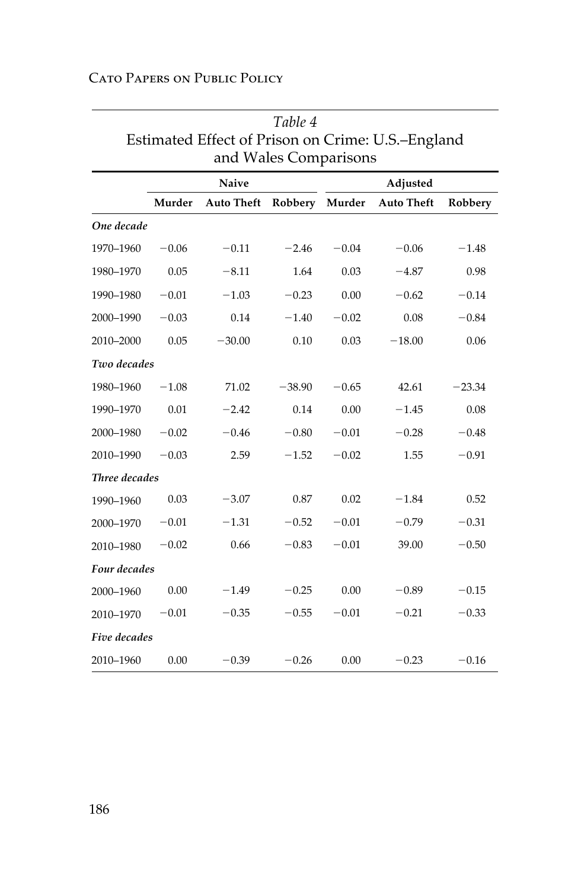*Table 4*
Estimated Effect of Prison on Crime: U.S.–England and Wales Comparisons

| | Naive | | | Adjusted | | |
|---|---|---|---|---|---|---|
| | **Murder** | **Auto Theft** | **Robbery** | **Murder** | **Auto Theft** | **Robbery** |
| ***One decade*** | | | | | | |
| 1970–1960 | −0.06 | −0.11 | −2.46 | −0.04 | −0.06 | −1.48 |
| 1980–1970 | 0.05 | −8.11 | 1.64 | 0.03 | −4.87 | 0.98 |
| 1990–1980 | −0.01 | −1.03 | −0.23 | 0.00 | −0.62 | −0.14 |
| 2000–1990 | −0.03 | 0.14 | −1.40 | −0.02 | 0.08 | −0.84 |
| 2010–2000 | 0.05 | −30.00 | 0.10 | 0.03 | −18.00 | 0.06 |
| ***Two decades*** | | | | | | |
| 1980–1960 | −1.08 | 71.02 | −38.90 | −0.65 | 42.61 | −23.34 |
| 1990–1970 | 0.01 | −2.42 | 0.14 | 0.00 | −1.45 | 0.08 |
| 2000–1980 | −0.02 | −0.46 | −0.80 | −0.01 | −0.28 | −0.48 |
| 2010–1990 | −0.03 | 2.59 | −1.52 | −0.02 | 1.55 | −0.91 |
| ***Three decades*** | | | | | | |
| 1990–1960 | 0.03 | −3.07 | 0.87 | 0.02 | −1.84 | 0.52 |
| 2000–1970 | −0.01 | −1.31 | −0.52 | −0.01 | −0.79 | −0.31 |
| 2010–1980 | −0.02 | 0.66 | −0.83 | −0.01 | 39.00 | −0.50 |
| ***Four decades*** | | | | | | |
| 2000–1960 | 0.00 | −1.49 | −0.25 | 0.00 | −0.89 | −0.15 |
| 2010–1970 | −0.01 | −0.35 | −0.55 | −0.01 | −0.21 | −0.33 |
| ***Five decades*** | | | | | | |
| 2010–1960 | 0.00 | −0.39 | −0.26 | 0.00 | −0.23 | −0.16 |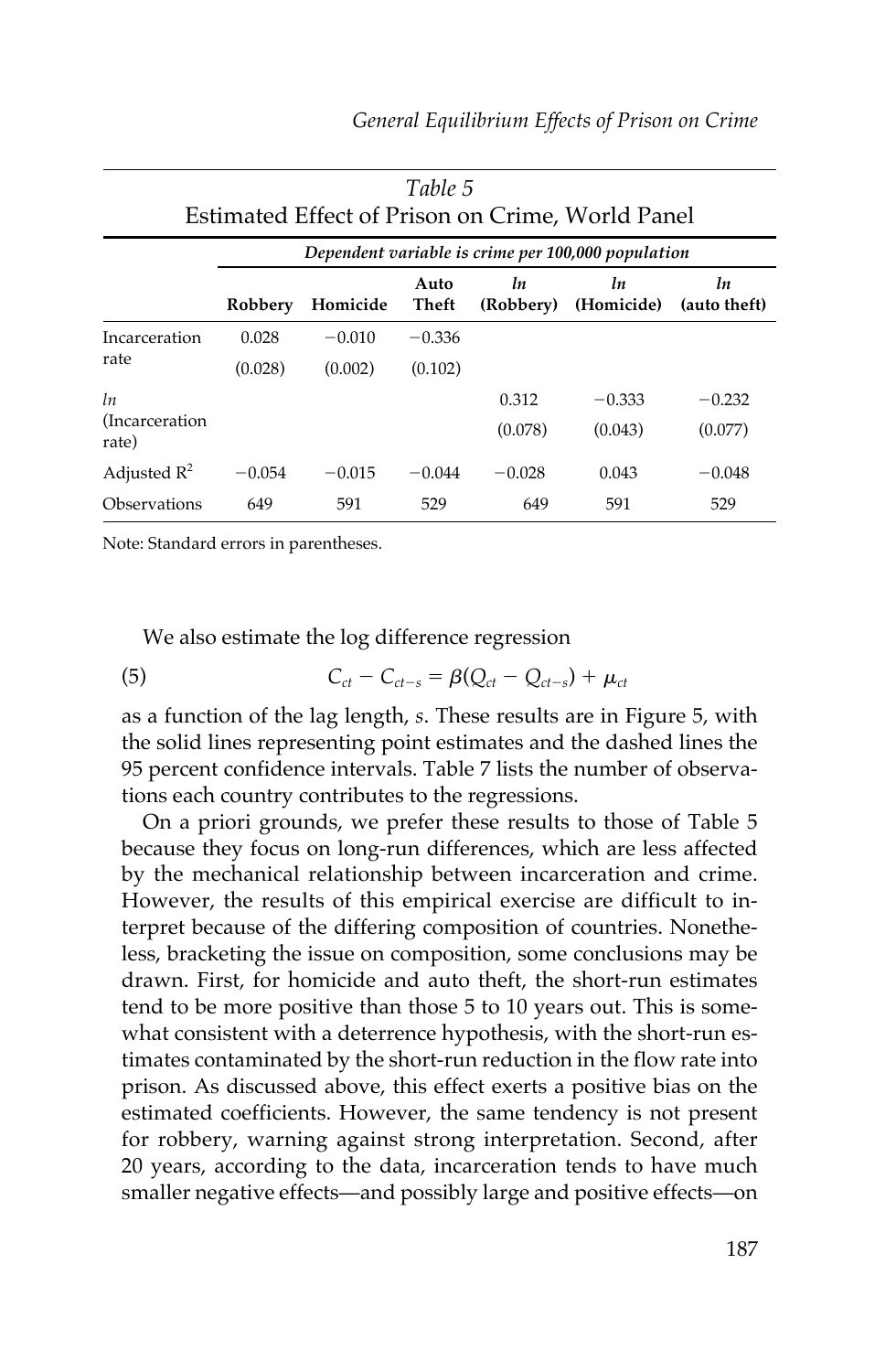Table 5
Estimated Effect of Prison on Crime, World Panel

| | Dependent variable is crime per 100,000 population | | | | | |
|---|---|---|---|---|---|---|
| | Robbery | Homicide | Auto Theft | *ln* (Robbery) | *ln* (Homicide) | *ln* (auto theft) |
| Incarceration rate | 0.028 | −0.010 | −0.336 | | | |
| | (0.028) | (0.002) | (0.102) | | | |
| *ln* (Incarceration rate) | | | | 0.312 | −0.333 | −0.232 |
| | | | | (0.078) | (0.043) | (0.077) |
| Adjusted $R^2$ | −0.054 | −0.015 | −0.044 | −0.028 | 0.043 | −0.048 |
| Observations | 649 | 591 | 529 | 649 | 591 | 529 |

Note: Standard errors in parentheses.

We also estimate the log difference regression

$$C_{ct} - C_{ct-s} = \beta(Q_{ct} - Q_{ct-s}) + \mu_{ct} \tag{5}$$

as a function of the lag length, *s*. These results are in Figure 5, with the solid lines representing point estimates and the dashed lines the 95 percent confidence intervals. Table 7 lists the number of observations each country contributes to the regressions.

On a priori grounds, we prefer these results to those of Table 5 because they focus on long-run differences, which are less affected by the mechanical relationship between incarceration and crime. However, the results of this empirical exercise are difficult to interpret because of the differing composition of countries. Nonetheless, bracketing the issue on composition, some conclusions may be drawn. First, for homicide and auto theft, the short-run estimates tend to be more positive than those 5 to 10 years out. This is somewhat consistent with a deterrence hypothesis, with the short-run estimates contaminated by the short-run reduction in the flow rate into prison. As discussed above, this effect exerts a positive bias on the estimated coefficients. However, the same tendency is not present for robbery, warning against strong interpretation. Second, after 20 years, according to the data, incarceration tends to have much smaller negative effects—and possibly large and positive effects—on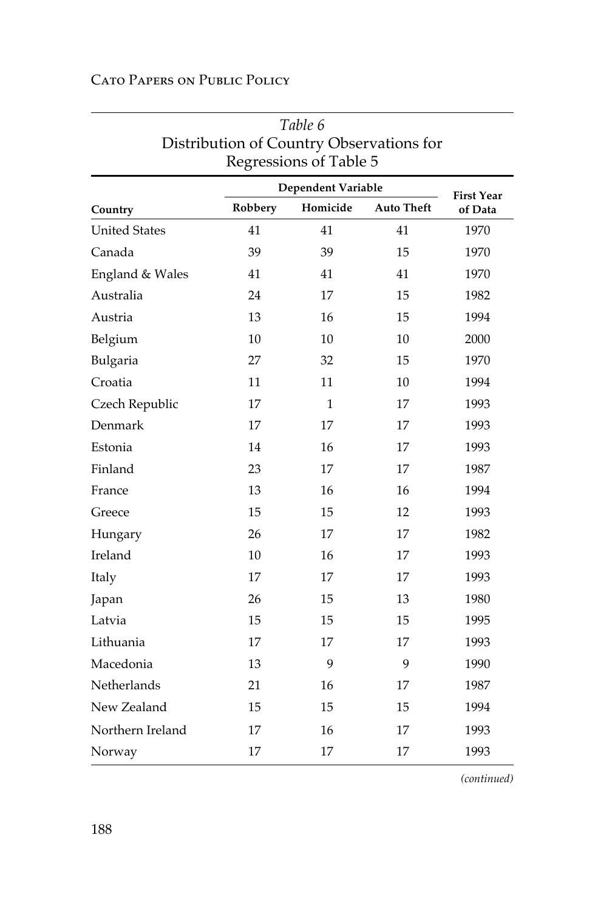*Table 6*
Distribution of Country Observations for Regressions of Table 5

| Country | Dependent Variable | | | First Year of Data |
|---|---|---|---|---|
| | Robbery | Homicide | Auto Theft | |
| United States | 41 | 41 | 41 | 1970 |
| Canada | 39 | 39 | 15 | 1970 |
| England & Wales | 41 | 41 | 41 | 1970 |
| Australia | 24 | 17 | 15 | 1982 |
| Austria | 13 | 16 | 15 | 1994 |
| Belgium | 10 | 10 | 10 | 2000 |
| Bulgaria | 27 | 32 | 15 | 1970 |
| Croatia | 11 | 11 | 10 | 1994 |
| Czech Republic | 17 | 1 | 17 | 1993 |
| Denmark | 17 | 17 | 17 | 1993 |
| Estonia | 14 | 16 | 17 | 1993 |
| Finland | 23 | 17 | 17 | 1987 |
| France | 13 | 16 | 16 | 1994 |
| Greece | 15 | 15 | 12 | 1993 |
| Hungary | 26 | 17 | 17 | 1982 |
| Ireland | 10 | 16 | 17 | 1993 |
| Italy | 17 | 17 | 17 | 1993 |
| Japan | 26 | 15 | 13 | 1980 |
| Latvia | 15 | 15 | 15 | 1995 |
| Lithuania | 17 | 17 | 17 | 1993 |
| Macedonia | 13 | 9 | 9 | 1990 |
| Netherlands | 21 | 16 | 17 | 1987 |
| New Zealand | 15 | 15 | 15 | 1994 |
| Northern Ireland | 17 | 16 | 17 | 1993 |
| Norway | 17 | 17 | 17 | 1993 |

*(continued)*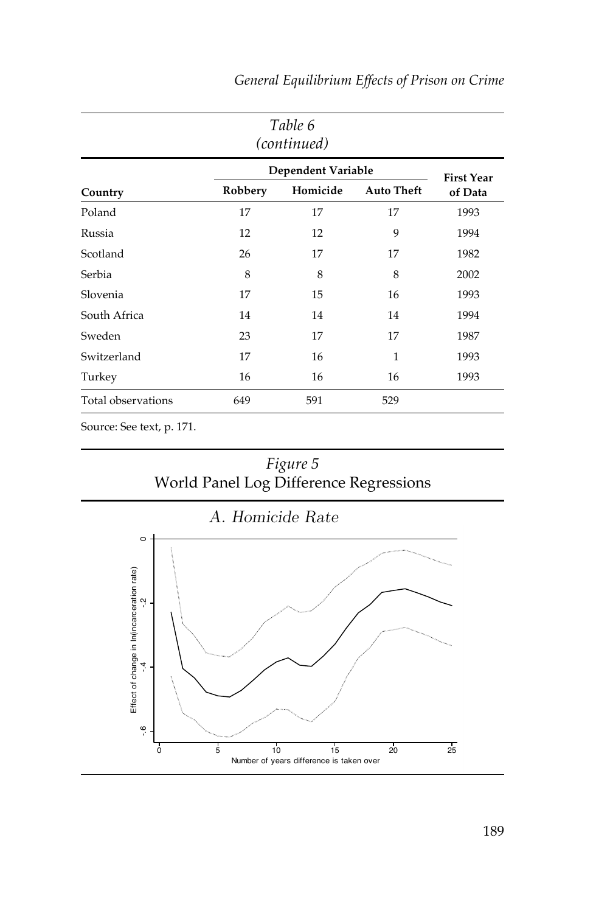*Table 6*
*(continued)*

| Country | Robbery | Homicide | Auto Theft | First Year of Data |
|---|---|---|---|---|
| | Dependent Variable | | | |
| Poland | 17 | 17 | 17 | 1993 |
| Russia | 12 | 12 | 9 | 1994 |
| Scotland | 26 | 17 | 17 | 1982 |
| Serbia | 8 | 8 | 8 | 2002 |
| Slovenia | 17 | 15 | 16 | 1993 |
| South Africa | 14 | 14 | 14 | 1994 |
| Sweden | 23 | 17 | 17 | 1987 |
| Switzerland | 17 | 16 | 1 | 1993 |
| Turkey | 16 | 16 | 16 | 1993 |
| Total observations | 649 | 591 | 529 | |

Source: See text, p. 171.

*Figure 5*
World Panel Log Difference Regressions

A. Homicide Rate

Effect of change in ln(incarceration rate)

Number of years difference is taken over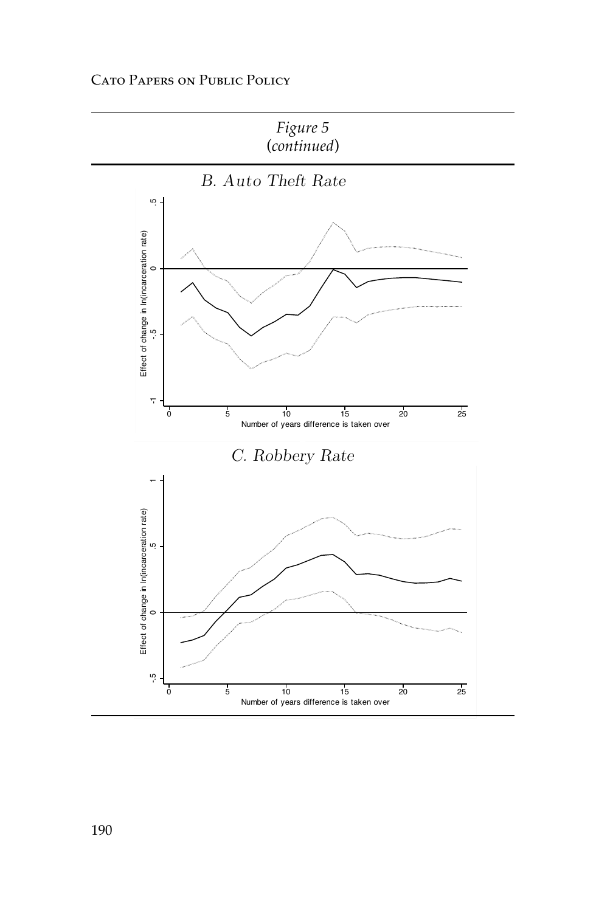*Figure 5*
*(continued)*

B. Auto Theft Rate

C. Robbery Rate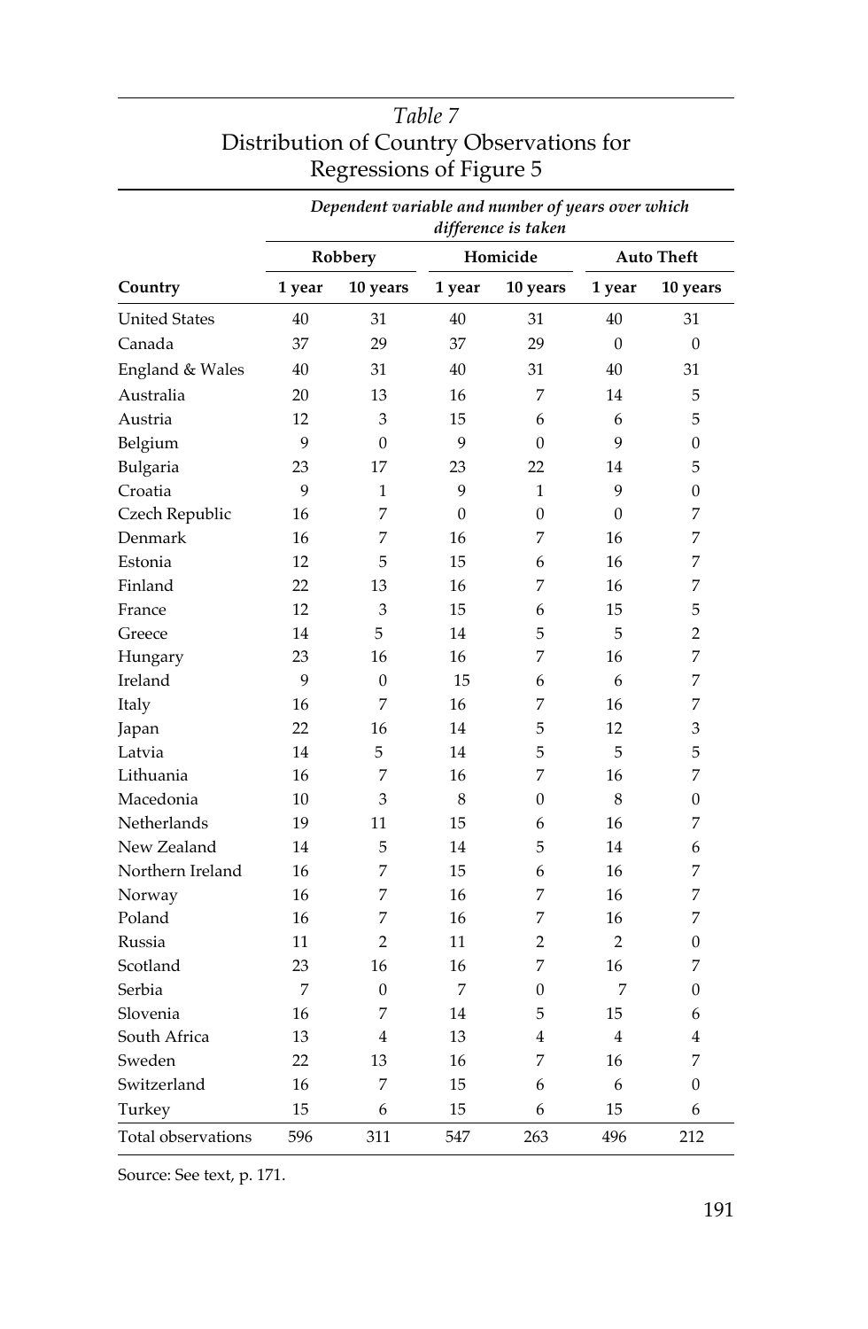*Table 7*
Distribution of Country Observations for Regressions of Figure 5

| | *Dependent variable and number of years over which difference is taken* | | | | | |
|---|---|---|---|---|---|---|
| | **Robbery** | | **Homicide** | | **Auto Theft** | |
| **Country** | **1 year** | **10 years** | **1 year** | **10 years** | **1 year** | **10 years** |
| United States | 40 | 31 | 40 | 31 | 40 | 31 |
| Canada | 37 | 29 | 37 | 29 | 0 | 0 |
| England & Wales | 40 | 31 | 40 | 31 | 40 | 31 |
| Australia | 20 | 13 | 16 | 7 | 14 | 5 |
| Austria | 12 | 3 | 15 | 6 | 6 | 5 |
| Belgium | 9 | 0 | 9 | 0 | 9 | 0 |
| Bulgaria | 23 | 17 | 23 | 22 | 14 | 5 |
| Croatia | 9 | 1 | 9 | 1 | 9 | 0 |
| Czech Republic | 16 | 7 | 0 | 0 | 0 | 7 |
| Denmark | 16 | 7 | 16 | 7 | 16 | 7 |
| Estonia | 12 | 5 | 15 | 6 | 16 | 7 |
| Finland | 22 | 13 | 16 | 7 | 16 | 7 |
| France | 12 | 3 | 15 | 6 | 15 | 5 |
| Greece | 14 | 5 | 14 | 5 | 5 | 2 |
| Hungary | 23 | 16 | 16 | 7 | 16 | 7 |
| Ireland | 9 | 0 | 15 | 6 | 6 | 7 |
| Italy | 16 | 7 | 16 | 7 | 16 | 7 |
| Japan | 22 | 16 | 14 | 5 | 12 | 3 |
| Latvia | 14 | 5 | 14 | 5 | 5 | 5 |
| Lithuania | 16 | 7 | 16 | 7 | 16 | 7 |
| Macedonia | 10 | 3 | 8 | 0 | 8 | 0 |
| Netherlands | 19 | 11 | 15 | 6 | 16 | 7 |
| New Zealand | 14 | 5 | 14 | 5 | 14 | 6 |
| Northern Ireland | 16 | 7 | 15 | 6 | 16 | 7 |
| Norway | 16 | 7 | 16 | 7 | 16 | 7 |
| Poland | 16 | 7 | 16 | 7 | 16 | 7 |
| Russia | 11 | 2 | 11 | 2 | 2 | 0 |
| Scotland | 23 | 16 | 16 | 7 | 16 | 7 |
| Serbia | 7 | 0 | 7 | 0 | 7 | 0 |
| Slovenia | 16 | 7 | 14 | 5 | 15 | 6 |
| South Africa | 13 | 4 | 13 | 4 | 4 | 4 |
| Sweden | 22 | 13 | 16 | 7 | 16 | 7 |
| Switzerland | 16 | 7 | 15 | 6 | 6 | 0 |
| Turkey | 15 | 6 | 15 | 6 | 15 | 6 |
| Total observations | 596 | 311 | 547 | 263 | 496 | 212 |

Source: See text, p. 171.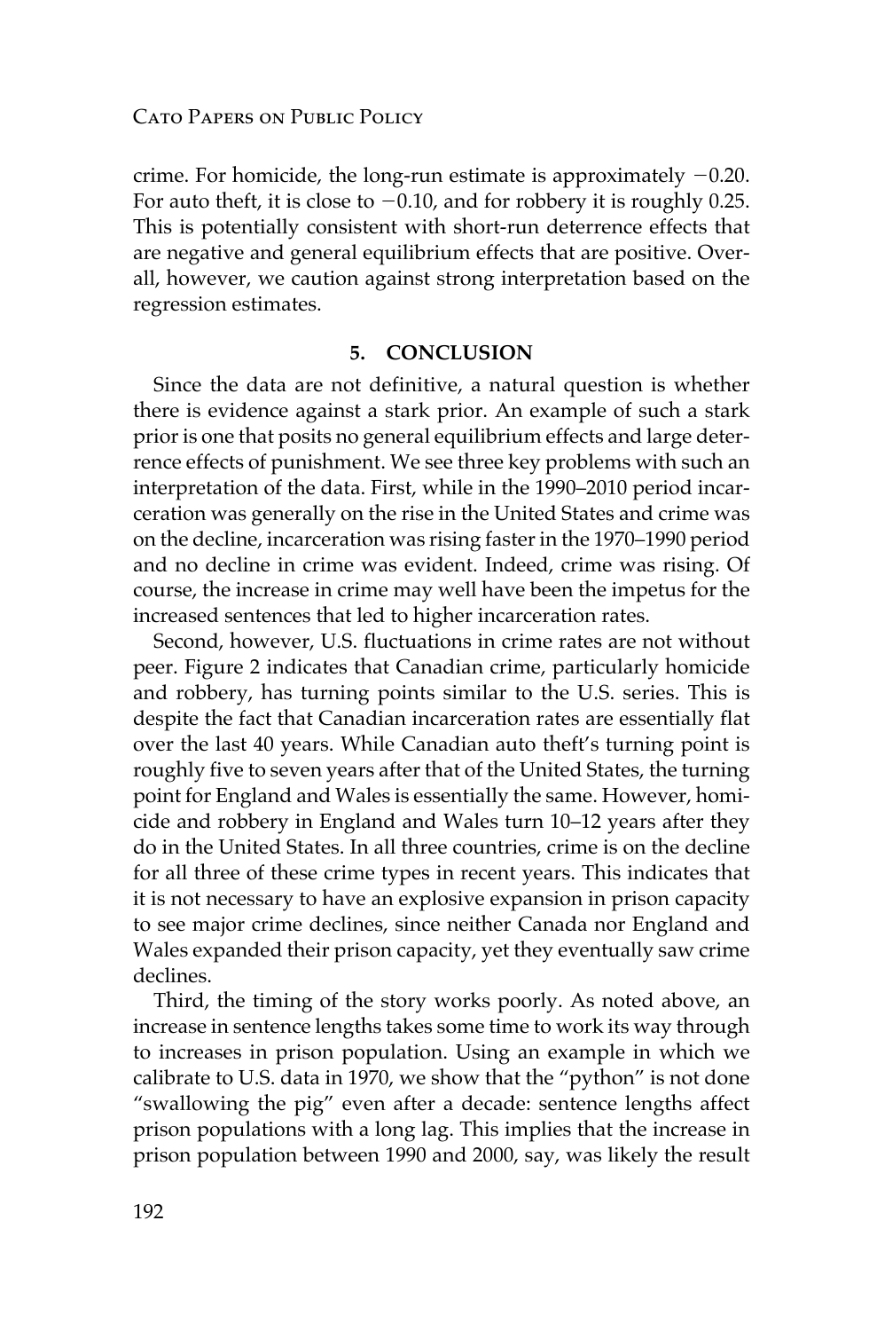crime. For homicide, the long-run estimate is approximately $-0.20$. For auto theft, it is close to $-0.10$, and for robbery it is roughly 0.25. This is potentially consistent with short-run deterrence effects that are negative and general equilibrium effects that are positive. Overall, however, we caution against strong interpretation based on the regression estimates.

## 5. CONCLUSION

Since the data are not definitive, a natural question is whether there is evidence against a stark prior. An example of such a stark prior is one that posits no general equilibrium effects and large deterrence effects of punishment. We see three key problems with such an interpretation of the data. First, while in the 1990–2010 period incarceration was generally on the rise in the United States and crime was on the decline, incarceration was rising faster in the 1970–1990 period and no decline in crime was evident. Indeed, crime was rising. Of course, the increase in crime may well have been the impetus for the increased sentences that led to higher incarceration rates.

Second, however, U.S. fluctuations in crime rates are not without peer. Figure 2 indicates that Canadian crime, particularly homicide and robbery, has turning points similar to the U.S. series. This is despite the fact that Canadian incarceration rates are essentially flat over the last 40 years. While Canadian auto theft's turning point is roughly five to seven years after that of the United States, the turning point for England and Wales is essentially the same. However, homicide and robbery in England and Wales turn 10–12 years after they do in the United States. In all three countries, crime is on the decline for all three of these crime types in recent years. This indicates that it is not necessary to have an explosive expansion in prison capacity to see major crime declines, since neither Canada nor England and Wales expanded their prison capacity, yet they eventually saw crime declines.

Third, the timing of the story works poorly. As noted above, an increase in sentence lengths takes some time to work its way through to increases in prison population. Using an example in which we calibrate to U.S. data in 1970, we show that the "python" is not done "swallowing the pig" even after a decade: sentence lengths affect prison populations with a long lag. This implies that the increase in prison population between 1990 and 2000, say, was likely the result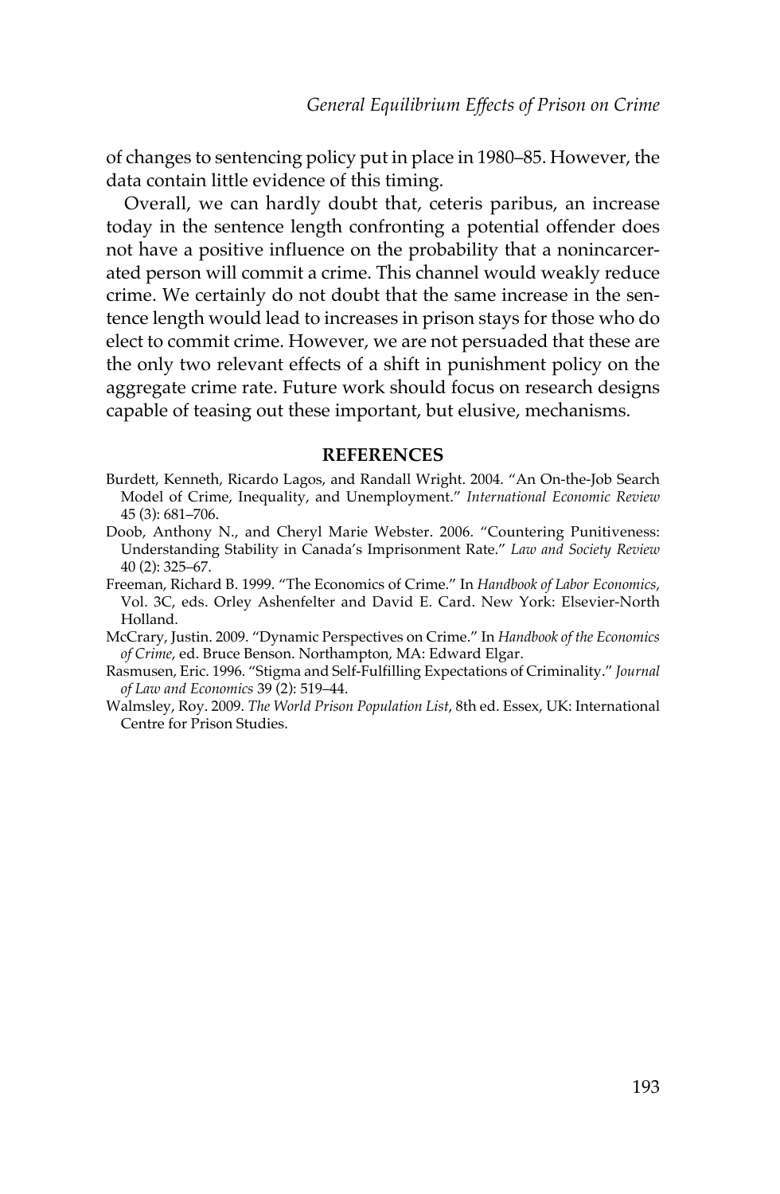of changes to sentencing policy put in place in 1980–85. However, the data contain little evidence of this timing.

Overall, we can hardly doubt that, ceteris paribus, an increase today in the sentence length confronting a potential offender does not have a positive influence on the probability that a nonincarcerated person will commit a crime. This channel would weakly reduce crime. We certainly do not doubt that the same increase in the sentence length would lead to increases in prison stays for those who do elect to commit crime. However, we are not persuaded that these are the only two relevant effects of a shift in punishment policy on the aggregate crime rate. Future work should focus on research designs capable of teasing out these important, but elusive, mechanisms.

## REFERENCES

Burdett, Kenneth, Ricardo Lagos, and Randall Wright. 2004. "An On-the-Job Search Model of Crime, Inequality, and Unemployment." *International Economic Review* 45 (3): 681–706.

Doob, Anthony N., and Cheryl Marie Webster. 2006. "Countering Punitiveness: Understanding Stability in Canada's Imprisonment Rate." *Law and Society Review* 40 (2): 325–67.

Freeman, Richard B. 1999. "The Economics of Crime." In *Handbook of Labor Economics*, Vol. 3C, eds. Orley Ashenfelter and David E. Card. New York: Elsevier-North Holland.

McCrary, Justin. 2009. "Dynamic Perspectives on Crime." In *Handbook of the Economics of Crime*, ed. Bruce Benson. Northampton, MA: Edward Elgar.

Rasmusen, Eric. 1996. "Stigma and Self-Fulfilling Expectations of Criminality." *Journal of Law and Economics* 39 (2): 519–44.

Walmsley, Roy. 2009. *The World Prison Population List*, 8th ed. Essex, UK: International Centre for Prison Studies.